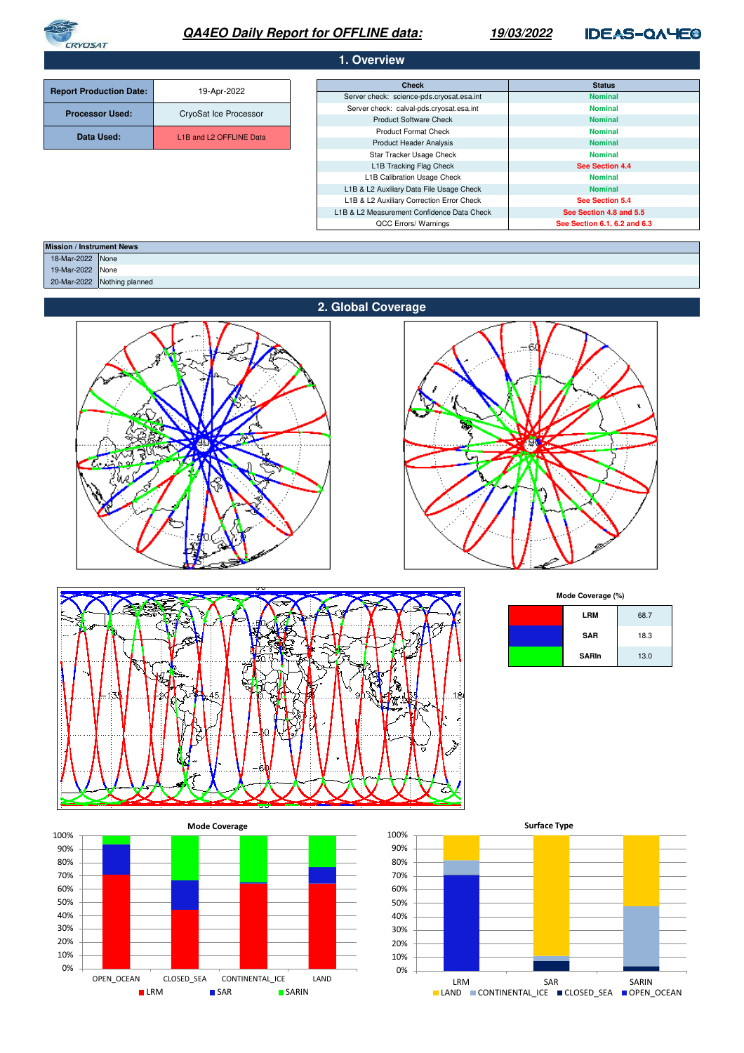# *QA4EO Daily Report for OFFLINE data:* *19/03/2022*

## 1. Overview

| | |
|---|---|
| **Report Production Date:** | 19-Apr-2022 |
| **Processor Used:** | CryoSat Ice Processor |
| **Data Used:** | L1B and L2 OFFLINE Data |

| Check | Status |
|---|---|
| Server check: science-pds.cryosat.esa.int | Nominal |
| Server check: calval-pds.cryosat.esa.int | Nominal |
| Product Software Check | Nominal |
| Product Format Check | Nominal |
| Product Header Analysis | Nominal |
| Star Tracker Usage Check | Nominal |
| L1B Tracking Flag Check | See Section 4.4 |
| L1B Calibration Usage Check | Nominal |
| L1B & L2 Auxiliary Data File Usage Check | Nominal |
| L1B & L2 Auxiliary Correction Error Check | See Section 5.4 |
| L1B & L2 Measurement Confidence Data Check | See Section 4.8 and 5.5 |
| QCC Errors/ Warnings | See Section 6.1, 6.2 and 6.3 |

| Mission / Instrument News | |
|---|---|
| 18-Mar-2022 | None |
| 19-Mar-2022 | None |
| 20-Mar-2022 | Nothing planned |

## 2. Global Coverage

**Mode Coverage (%)**

| Mode | % |
|---|---|
| LRM | 68.7 |
| SAR | 18.3 |
| SARIn | 13.0 |

**Mode Coverage**

**Surface Type**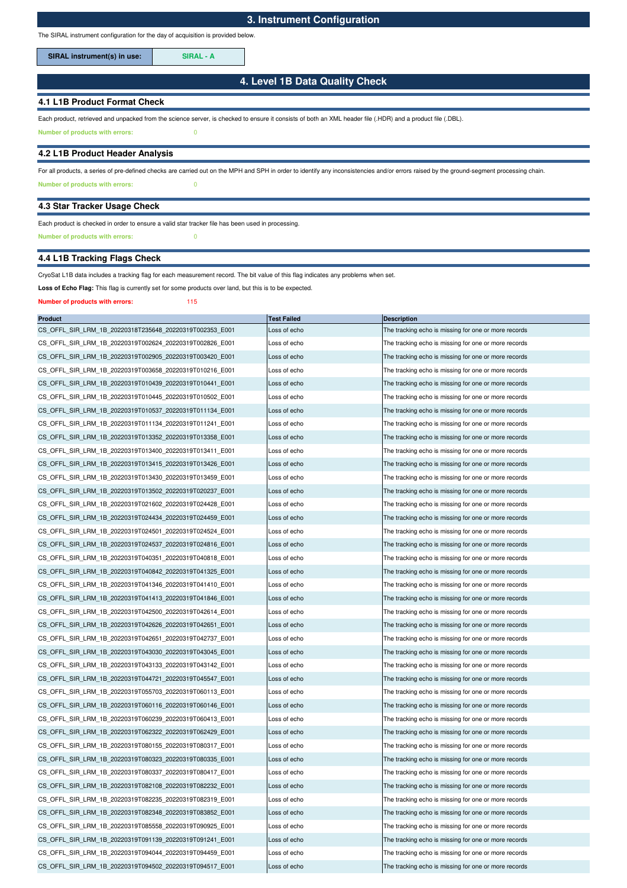# 3. Instrument Configuration

The SIRAL instrument configuration for the day of acquisition is provided below.

| SIRAL instrument(s) in use: | SIRAL - A |
|---|---|

# 4. Level 1B Data Quality Check

## 4.1 L1B Product Format Check

Each product, retrieved and unpacked from the science server, is checked to ensure it consists of both an XML header file (.HDR) and a product file (.DBL).

**Number of products with errors:** 0

## 4.2 L1B Product Header Analysis

For all products, a series of pre-defined checks are carried out on the MPH and SPH in order to identify any inconsistencies and/or errors raised by the ground-segment processing chain.

**Number of products with errors:** 0

## 4.3 Star Tracker Usage Check

Each product is checked in order to ensure a valid star tracker file has been used in processing.

**Number of products with errors:** 0

## 4.4 L1B Tracking Flags Check

CryoSat L1B data includes a tracking flag for each measurement record. The bit value of this flag indicates any problems when set.

**Loss of Echo Flag:** This flag is currently set for some products over land, but this is to be expected.

**Number of products with errors:** 115

| Product | Test Failed | Description |
|---|---|---|
| CS_OFFL_SIR_LRM_1B_20220318T235648_20220319T002353_E001 | Loss of echo | The tracking echo is missing for one or more records |
| CS_OFFL_SIR_LRM_1B_20220319T002624_20220319T002826_E001 | Loss of echo | The tracking echo is missing for one or more records |
| CS_OFFL_SIR_LRM_1B_20220319T002905_20220319T003420_E001 | Loss of echo | The tracking echo is missing for one or more records |
| CS_OFFL_SIR_LRM_1B_20220319T003658_20220319T010216_E001 | Loss of echo | The tracking echo is missing for one or more records |
| CS_OFFL_SIR_LRM_1B_20220319T010439_20220319T010441_E001 | Loss of echo | The tracking echo is missing for one or more records |
| CS_OFFL_SIR_LRM_1B_20220319T010445_20220319T010502_E001 | Loss of echo | The tracking echo is missing for one or more records |
| CS_OFFL_SIR_LRM_1B_20220319T010537_20220319T011134_E001 | Loss of echo | The tracking echo is missing for one or more records |
| CS_OFFL_SIR_LRM_1B_20220319T011134_20220319T011241_E001 | Loss of echo | The tracking echo is missing for one or more records |
| CS_OFFL_SIR_LRM_1B_20220319T013352_20220319T013358_E001 | Loss of echo | The tracking echo is missing for one or more records |
| CS_OFFL_SIR_LRM_1B_20220319T013400_20220319T013411_E001 | Loss of echo | The tracking echo is missing for one or more records |
| CS_OFFL_SIR_LRM_1B_20220319T013415_20220319T013426_E001 | Loss of echo | The tracking echo is missing for one or more records |
| CS_OFFL_SIR_LRM_1B_20220319T013430_20220319T013459_E001 | Loss of echo | The tracking echo is missing for one or more records |
| CS_OFFL_SIR_LRM_1B_20220319T013502_20220319T020237_E001 | Loss of echo | The tracking echo is missing for one or more records |
| CS_OFFL_SIR_LRM_1B_20220319T021602_20220319T024428_E001 | Loss of echo | The tracking echo is missing for one or more records |
| CS_OFFL_SIR_LRM_1B_20220319T024434_20220319T024459_E001 | Loss of echo | The tracking echo is missing for one or more records |
| CS_OFFL_SIR_LRM_1B_20220319T024501_20220319T024524_E001 | Loss of echo | The tracking echo is missing for one or more records |
| CS_OFFL_SIR_LRM_1B_20220319T024537_20220319T024816_E001 | Loss of echo | The tracking echo is missing for one or more records |
| CS_OFFL_SIR_LRM_1B_20220319T040351_20220319T040818_E001 | Loss of echo | The tracking echo is missing for one or more records |
| CS_OFFL_SIR_LRM_1B_20220319T040842_20220319T041325_E001 | Loss of echo | The tracking echo is missing for one or more records |
| CS_OFFL_SIR_LRM_1B_20220319T041346_20220319T041410_E001 | Loss of echo | The tracking echo is missing for one or more records |
| CS_OFFL_SIR_LRM_1B_20220319T041413_20220319T041846_E001 | Loss of echo | The tracking echo is missing for one or more records |
| CS_OFFL_SIR_LRM_1B_20220319T042500_20220319T042614_E001 | Loss of echo | The tracking echo is missing for one or more records |
| CS_OFFL_SIR_LRM_1B_20220319T042626_20220319T042651_E001 | Loss of echo | The tracking echo is missing for one or more records |
| CS_OFFL_SIR_LRM_1B_20220319T042651_20220319T042737_E001 | Loss of echo | The tracking echo is missing for one or more records |
| CS_OFFL_SIR_LRM_1B_20220319T043030_20220319T043045_E001 | Loss of echo | The tracking echo is missing for one or more records |
| CS_OFFL_SIR_LRM_1B_20220319T043133_20220319T043142_E001 | Loss of echo | The tracking echo is missing for one or more records |
| CS_OFFL_SIR_LRM_1B_20220319T044721_20220319T045547_E001 | Loss of echo | The tracking echo is missing for one or more records |
| CS_OFFL_SIR_LRM_1B_20220319T055703_20220319T060113_E001 | Loss of echo | The tracking echo is missing for one or more records |
| CS_OFFL_SIR_LRM_1B_20220319T060116_20220319T060146_E001 | Loss of echo | The tracking echo is missing for one or more records |
| CS_OFFL_SIR_LRM_1B_20220319T060239_20220319T060413_E001 | Loss of echo | The tracking echo is missing for one or more records |
| CS_OFFL_SIR_LRM_1B_20220319T062322_20220319T062429_E001 | Loss of echo | The tracking echo is missing for one or more records |
| CS_OFFL_SIR_LRM_1B_20220319T080155_20220319T080317_E001 | Loss of echo | The tracking echo is missing for one or more records |
| CS_OFFL_SIR_LRM_1B_20220319T080323_20220319T080335_E001 | Loss of echo | The tracking echo is missing for one or more records |
| CS_OFFL_SIR_LRM_1B_20220319T080337_20220319T080417_E001 | Loss of echo | The tracking echo is missing for one or more records |
| CS_OFFL_SIR_LRM_1B_20220319T082108_20220319T082232_E001 | Loss of echo | The tracking echo is missing for one or more records |
| CS_OFFL_SIR_LRM_1B_20220319T082235_20220319T082319_E001 | Loss of echo | The tracking echo is missing for one or more records |
| CS_OFFL_SIR_LRM_1B_20220319T082348_20220319T083852_E001 | Loss of echo | The tracking echo is missing for one or more records |
| CS_OFFL_SIR_LRM_1B_20220319T085558_20220319T090925_E001 | Loss of echo | The tracking echo is missing for one or more records |
| CS_OFFL_SIR_LRM_1B_20220319T091139_20220319T091241_E001 | Loss of echo | The tracking echo is missing for one or more records |
| CS_OFFL_SIR_LRM_1B_20220319T094044_20220319T094459_E001 | Loss of echo | The tracking echo is missing for one or more records |
| CS_OFFL_SIR_LRM_1B_20220319T094502_20220319T094517_E001 | Loss of echo | The tracking echo is missing for one or more records |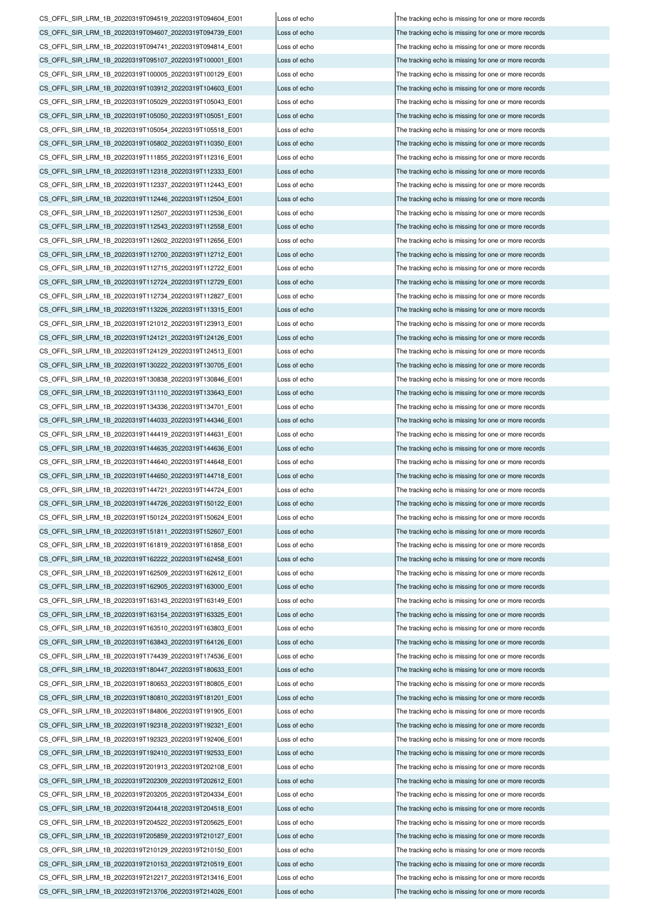| | | |
|---|---|---|
| CS_OFFL_SIR_LRM_1B_20220319T094519_20220319T094604_E001 | Loss of echo | The tracking echo is missing for one or more records |
| CS_OFFL_SIR_LRM_1B_20220319T094607_20220319T094739_E001 | Loss of echo | The tracking echo is missing for one or more records |
| CS_OFFL_SIR_LRM_1B_20220319T094741_20220319T094814_E001 | Loss of echo | The tracking echo is missing for one or more records |
| CS_OFFL_SIR_LRM_1B_20220319T095107_20220319T100001_E001 | Loss of echo | The tracking echo is missing for one or more records |
| CS_OFFL_SIR_LRM_1B_20220319T100005_20220319T100129_E001 | Loss of echo | The tracking echo is missing for one or more records |
| CS_OFFL_SIR_LRM_1B_20220319T103912_20220319T104603_E001 | Loss of echo | The tracking echo is missing for one or more records |
| CS_OFFL_SIR_LRM_1B_20220319T105029_20220319T105043_E001 | Loss of echo | The tracking echo is missing for one or more records |
| CS_OFFL_SIR_LRM_1B_20220319T105050_20220319T105051_E001 | Loss of echo | The tracking echo is missing for one or more records |
| CS_OFFL_SIR_LRM_1B_20220319T105054_20220319T105518_E001 | Loss of echo | The tracking echo is missing for one or more records |
| CS_OFFL_SIR_LRM_1B_20220319T105802_20220319T110350_E001 | Loss of echo | The tracking echo is missing for one or more records |
| CS_OFFL_SIR_LRM_1B_20220319T111855_20220319T112316_E001 | Loss of echo | The tracking echo is missing for one or more records |
| CS_OFFL_SIR_LRM_1B_20220319T112318_20220319T112333_E001 | Loss of echo | The tracking echo is missing for one or more records |
| CS_OFFL_SIR_LRM_1B_20220319T112337_20220319T112443_E001 | Loss of echo | The tracking echo is missing for one or more records |
| CS_OFFL_SIR_LRM_1B_20220319T112446_20220319T112504_E001 | Loss of echo | The tracking echo is missing for one or more records |
| CS_OFFL_SIR_LRM_1B_20220319T112507_20220319T112536_E001 | Loss of echo | The tracking echo is missing for one or more records |
| CS_OFFL_SIR_LRM_1B_20220319T112543_20220319T112558_E001 | Loss of echo | The tracking echo is missing for one or more records |
| CS_OFFL_SIR_LRM_1B_20220319T112602_20220319T112656_E001 | Loss of echo | The tracking echo is missing for one or more records |
| CS_OFFL_SIR_LRM_1B_20220319T112700_20220319T112712_E001 | Loss of echo | The tracking echo is missing for one or more records |
| CS_OFFL_SIR_LRM_1B_20220319T112715_20220319T112722_E001 | Loss of echo | The tracking echo is missing for one or more records |
| CS_OFFL_SIR_LRM_1B_20220319T112724_20220319T112729_E001 | Loss of echo | The tracking echo is missing for one or more records |
| CS_OFFL_SIR_LRM_1B_20220319T112734_20220319T112827_E001 | Loss of echo | The tracking echo is missing for one or more records |
| CS_OFFL_SIR_LRM_1B_20220319T113226_20220319T113315_E001 | Loss of echo | The tracking echo is missing for one or more records |
| CS_OFFL_SIR_LRM_1B_20220319T121012_20220319T123913_E001 | Loss of echo | The tracking echo is missing for one or more records |
| CS_OFFL_SIR_LRM_1B_20220319T124121_20220319T124126_E001 | Loss of echo | The tracking echo is missing for one or more records |
| CS_OFFL_SIR_LRM_1B_20220319T124129_20220319T124513_E001 | Loss of echo | The tracking echo is missing for one or more records |
| CS_OFFL_SIR_LRM_1B_20220319T130222_20220319T130705_E001 | Loss of echo | The tracking echo is missing for one or more records |
| CS_OFFL_SIR_LRM_1B_20220319T130838_20220319T130846_E001 | Loss of echo | The tracking echo is missing for one or more records |
| CS_OFFL_SIR_LRM_1B_20220319T131110_20220319T133643_E001 | Loss of echo | The tracking echo is missing for one or more records |
| CS_OFFL_SIR_LRM_1B_20220319T134336_20220319T134701_E001 | Loss of echo | The tracking echo is missing for one or more records |
| CS_OFFL_SIR_LRM_1B_20220319T144033_20220319T144346_E001 | Loss of echo | The tracking echo is missing for one or more records |
| CS_OFFL_SIR_LRM_1B_20220319T144419_20220319T144631_E001 | Loss of echo | The tracking echo is missing for one or more records |
| CS_OFFL_SIR_LRM_1B_20220319T144635_20220319T144636_E001 | Loss of echo | The tracking echo is missing for one or more records |
| CS_OFFL_SIR_LRM_1B_20220319T144640_20220319T144648_E001 | Loss of echo | The tracking echo is missing for one or more records |
| CS_OFFL_SIR_LRM_1B_20220319T144650_20220319T144718_E001 | Loss of echo | The tracking echo is missing for one or more records |
| CS_OFFL_SIR_LRM_1B_20220319T144721_20220319T144724_E001 | Loss of echo | The tracking echo is missing for one or more records |
| CS_OFFL_SIR_LRM_1B_20220319T144726_20220319T150122_E001 | Loss of echo | The tracking echo is missing for one or more records |
| CS_OFFL_SIR_LRM_1B_20220319T150124_20220319T150624_E001 | Loss of echo | The tracking echo is missing for one or more records |
| CS_OFFL_SIR_LRM_1B_20220319T151811_20220319T152607_E001 | Loss of echo | The tracking echo is missing for one or more records |
| CS_OFFL_SIR_LRM_1B_20220319T161819_20220319T161858_E001 | Loss of echo | The tracking echo is missing for one or more records |
| CS_OFFL_SIR_LRM_1B_20220319T162222_20220319T162458_E001 | Loss of echo | The tracking echo is missing for one or more records |
| CS_OFFL_SIR_LRM_1B_20220319T162509_20220319T162612_E001 | Loss of echo | The tracking echo is missing for one or more records |
| CS_OFFL_SIR_LRM_1B_20220319T162905_20220319T163000_E001 | Loss of echo | The tracking echo is missing for one or more records |
| CS_OFFL_SIR_LRM_1B_20220319T163143_20220319T163149_E001 | Loss of echo | The tracking echo is missing for one or more records |
| CS_OFFL_SIR_LRM_1B_20220319T163154_20220319T163325_E001 | Loss of echo | The tracking echo is missing for one or more records |
| CS_OFFL_SIR_LRM_1B_20220319T163510_20220319T163803_E001 | Loss of echo | The tracking echo is missing for one or more records |
| CS_OFFL_SIR_LRM_1B_20220319T163843_20220319T164126_E001 | Loss of echo | The tracking echo is missing for one or more records |
| CS_OFFL_SIR_LRM_1B_20220319T174439_20220319T174536_E001 | Loss of echo | The tracking echo is missing for one or more records |
| CS_OFFL_SIR_LRM_1B_20220319T180447_20220319T180633_E001 | Loss of echo | The tracking echo is missing for one or more records |
| CS_OFFL_SIR_LRM_1B_20220319T180653_20220319T180805_E001 | Loss of echo | The tracking echo is missing for one or more records |
| CS_OFFL_SIR_LRM_1B_20220319T180810_20220319T181201_E001 | Loss of echo | The tracking echo is missing for one or more records |
| CS_OFFL_SIR_LRM_1B_20220319T184806_20220319T191905_E001 | Loss of echo | The tracking echo is missing for one or more records |
| CS_OFFL_SIR_LRM_1B_20220319T192318_20220319T192321_E001 | Loss of echo | The tracking echo is missing for one or more records |
| CS_OFFL_SIR_LRM_1B_20220319T192323_20220319T192406_E001 | Loss of echo | The tracking echo is missing for one or more records |
| CS_OFFL_SIR_LRM_1B_20220319T192410_20220319T192533_E001 | Loss of echo | The tracking echo is missing for one or more records |
| CS_OFFL_SIR_LRM_1B_20220319T201913_20220319T202108_E001 | Loss of echo | The tracking echo is missing for one or more records |
| CS_OFFL_SIR_LRM_1B_20220319T202309_20220319T202612_E001 | Loss of echo | The tracking echo is missing for one or more records |
| CS_OFFL_SIR_LRM_1B_20220319T203205_20220319T204334_E001 | Loss of echo | The tracking echo is missing for one or more records |
| CS_OFFL_SIR_LRM_1B_20220319T204418_20220319T204518_E001 | Loss of echo | The tracking echo is missing for one or more records |
| CS_OFFL_SIR_LRM_1B_20220319T204522_20220319T205625_E001 | Loss of echo | The tracking echo is missing for one or more records |
| CS_OFFL_SIR_LRM_1B_20220319T205859_20220319T210127_E001 | Loss of echo | The tracking echo is missing for one or more records |
| CS_OFFL_SIR_LRM_1B_20220319T210129_20220319T210150_E001 | Loss of echo | The tracking echo is missing for one or more records |
| CS_OFFL_SIR_LRM_1B_20220319T210153_20220319T210519_E001 | Loss of echo | The tracking echo is missing for one or more records |
| CS_OFFL_SIR_LRM_1B_20220319T212217_20220319T213416_E001 | Loss of echo | The tracking echo is missing for one or more records |
| CS_OFFL_SIR_LRM_1B_20220319T213706_20220319T214026_E001 | Loss of echo | The tracking echo is missing for one or more records |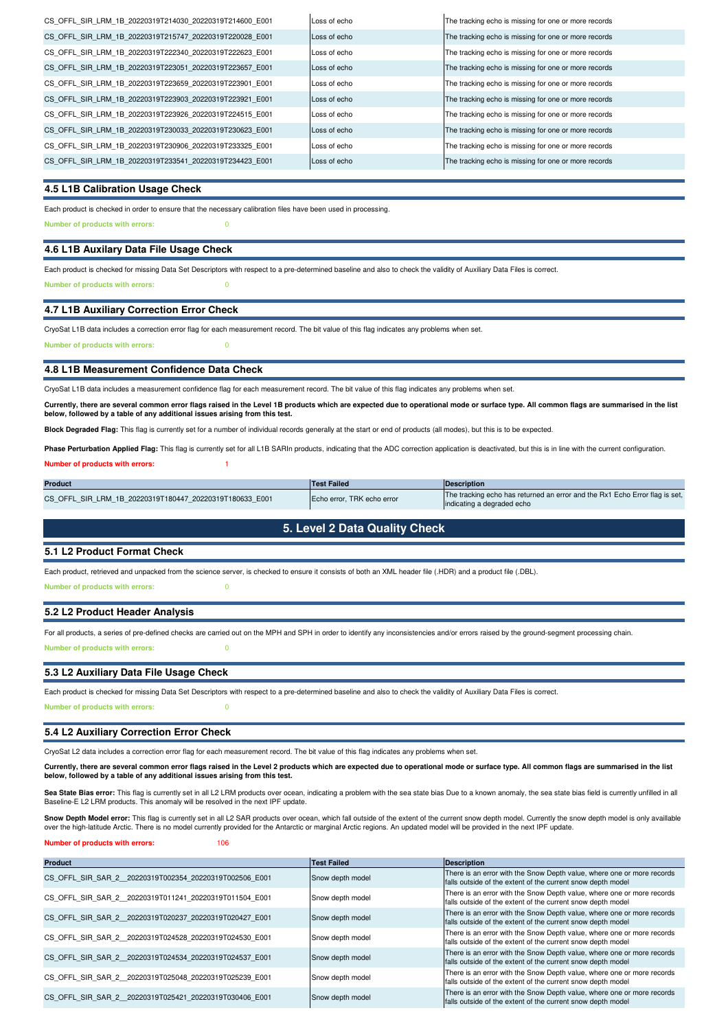| | | |
|---|---|---|
| CS_OFFL_SIR_LRM_1B_20220319T214030_20220319T214600_E001 | Loss of echo | The tracking echo is missing for one or more records |
| CS_OFFL_SIR_LRM_1B_20220319T215747_20220319T220028_E001 | Loss of echo | The tracking echo is missing for one or more records |
| CS_OFFL_SIR_LRM_1B_20220319T222340_20220319T222623_E001 | Loss of echo | The tracking echo is missing for one or more records |
| CS_OFFL_SIR_LRM_1B_20220319T223051_20220319T223657_E001 | Loss of echo | The tracking echo is missing for one or more records |
| CS_OFFL_SIR_LRM_1B_20220319T223659_20220319T223901_E001 | Loss of echo | The tracking echo is missing for one or more records |
| CS_OFFL_SIR_LRM_1B_20220319T223903_20220319T223921_E001 | Loss of echo | The tracking echo is missing for one or more records |
| CS_OFFL_SIR_LRM_1B_20220319T223926_20220319T224515_E001 | Loss of echo | The tracking echo is missing for one or more records |
| CS_OFFL_SIR_LRM_1B_20220319T230033_20220319T230623_E001 | Loss of echo | The tracking echo is missing for one or more records |
| CS_OFFL_SIR_LRM_1B_20220319T230906_20220319T233325_E001 | Loss of echo | The tracking echo is missing for one or more records |
| CS_OFFL_SIR_LRM_1B_20220319T233541_20220319T234423_E001 | Loss of echo | The tracking echo is missing for one or more records |

### 4.5 L1B Calibration Usage Check

Each product is checked in order to ensure that the necessary calibration files have been used in processing.

**Number of products with errors:** 0

### 4.6 L1B Auxilary Data File Usage Check

Each product is checked for missing Data Set Descriptors with respect to a pre-determined baseline and also to check the validity of Auxiliary Data Files is correct.

**Number of products with errors:** 0

### 4.7 L1B Auxiliary Correction Error Check

CryoSat L1B data includes a correction error flag for each measurement record. The bit value of this flag indicates any problems when set.

**Number of products with errors:** 0

### 4.8 L1B Measurement Confidence Data Check

CryoSat L1B data includes a measurement confidence flag for each measurement record. The bit value of this flag indicates any problems when set.

**Currently, there are several common error flags raised in the Level 1B products which are expected due to operational mode or surface type. All common flags are summarised in the list below, followed by a table of any additional issues arising from this test.**

**Block Degraded Flag:** This flag is currently set for a number of individual records generally at the start or end of products (all modes), but this is to be expected.

**Phase Perturbation Applied Flag:** This flag is currently set for all L1B SARIn products, indicating that the ADC correction application is deactivated, but this is in line with the current configuration.

**Number of products with errors:** 1

| Product | Test Failed | Description |
|---|---|---|
| CS_OFFL_SIR_LRM_1B_20220319T180447_20220319T180633_E001 | Echo error, TRK echo error | The tracking echo has returned an error and the Rx1 Echo Error flag is set, indicating a degraded echo |

## 5. Level 2 Data Quality Check

### 5.1 L2 Product Format Check

Each product, retrieved and unpacked from the science server, is checked to ensure it consists of both an XML header file (.HDR) and a product file (.DBL).

**Number of products with errors:** 0

### 5.2 L2 Product Header Analysis

For all products, a series of pre-defined checks are carried out on the MPH and SPH in order to identify any inconsistencies and/or errors raised by the ground-segment processing chain.

**Number of products with errors:** 0

### 5.3 L2 Auxiliary Data File Usage Check

Each product is checked for missing Data Set Descriptors with respect to a pre-determined baseline and also to check the validity of Auxiliary Data Files is correct.

**Number of products with errors:** 0

### 5.4 L2 Auxiliary Correction Error Check

CryoSat L2 data includes a correction error flag for each measurement record. The bit value of this flag indicates any problems when set.

**Currently, there are several common error flags raised in the Level 2 products which are expected due to operational mode or surface type. All common flags are summarised in the list below, followed by a table of any additional issues arising from this test.**

**Sea State Bias error:** This flag is currently set in all L2 LRM products over ocean, indicating a problem with the sea state bias Due to a known anomaly, the sea state bias field is currently unfilled in all Baseline-E L2 LRM products. This anomaly will be resolved in the next IPF update.

**Snow Depth Model error:** This flag is currently set in all L2 SAR products over ocean, which fall outside of the extent of the current snow depth model. Currently the snow depth model is only availlable over the high-latitude Arctic. There is no model currently provided for the Antarctic or marginal Arctic regions. An updated model will be provided in the next IPF update.

**Number of products with errors:** 106

| Product | Test Failed | Description |
|---|---|---|
| CS_OFFL_SIR_SAR_2__20220319T002354_20220319T002506_E001 | Snow depth model | There is an error with the Snow Depth value, where one or more records falls outside of the extent of the current snow depth model |
| CS_OFFL_SIR_SAR_2__20220319T011241_20220319T011504_E001 | Snow depth model | There is an error with the Snow Depth value, where one or more records falls outside of the extent of the current snow depth model |
| CS_OFFL_SIR_SAR_2__20220319T020237_20220319T020427_E001 | Snow depth model | There is an error with the Snow Depth value, where one or more records falls outside of the extent of the current snow depth model |
| CS_OFFL_SIR_SAR_2__20220319T024528_20220319T024530_E001 | Snow depth model | There is an error with the Snow Depth value, where one or more records falls outside of the extent of the current snow depth model |
| CS_OFFL_SIR_SAR_2__20220319T024534_20220319T024537_E001 | Snow depth model | There is an error with the Snow Depth value, where one or more records falls outside of the extent of the current snow depth model |
| CS_OFFL_SIR_SAR_2__20220319T025048_20220319T025239_E001 | Snow depth model | There is an error with the Snow Depth value, where one or more records falls outside of the extent of the current snow depth model |
| CS_OFFL_SIR_SAR_2__20220319T025421_20220319T030406_E001 | Snow depth model | There is an error with the Snow Depth value, where one or more records falls outside of the extent of the current snow depth model |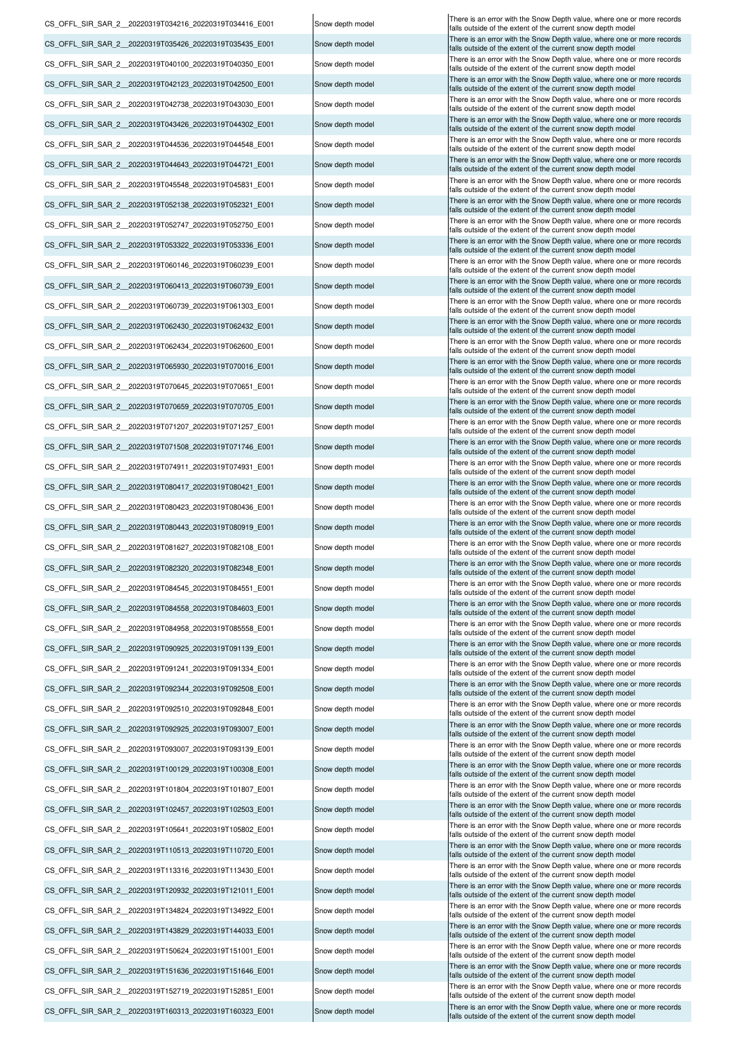| | | |
|---|---|---|
| CS_OFFL_SIR_SAR_2__20220319T034216_20220319T034416_E001 | Snow depth model | There is an error with the Snow Depth value, where one or more records falls outside of the extent of the current snow depth model |
| CS_OFFL_SIR_SAR_2__20220319T035426_20220319T035435_E001 | Snow depth model | There is an error with the Snow Depth value, where one or more records falls outside of the extent of the current snow depth model |
| CS_OFFL_SIR_SAR_2__20220319T040100_20220319T040350_E001 | Snow depth model | There is an error with the Snow Depth value, where one or more records falls outside of the extent of the current snow depth model |
| CS_OFFL_SIR_SAR_2__20220319T042123_20220319T042500_E001 | Snow depth model | There is an error with the Snow Depth value, where one or more records falls outside of the extent of the current snow depth model |
| CS_OFFL_SIR_SAR_2__20220319T042738_20220319T043030_E001 | Snow depth model | There is an error with the Snow Depth value, where one or more records falls outside of the extent of the current snow depth model |
| CS_OFFL_SIR_SAR_2__20220319T043426_20220319T044302_E001 | Snow depth model | There is an error with the Snow Depth value, where one or more records falls outside of the extent of the current snow depth model |
| CS_OFFL_SIR_SAR_2__20220319T044536_20220319T044548_E001 | Snow depth model | There is an error with the Snow Depth value, where one or more records falls outside of the extent of the current snow depth model |
| CS_OFFL_SIR_SAR_2__20220319T044643_20220319T044721_E001 | Snow depth model | There is an error with the Snow Depth value, where one or more records falls outside of the extent of the current snow depth model |
| CS_OFFL_SIR_SAR_2__20220319T045548_20220319T045831_E001 | Snow depth model | There is an error with the Snow Depth value, where one or more records falls outside of the extent of the current snow depth model |
| CS_OFFL_SIR_SAR_2__20220319T052138_20220319T052321_E001 | Snow depth model | There is an error with the Snow Depth value, where one or more records falls outside of the extent of the current snow depth model |
| CS_OFFL_SIR_SAR_2__20220319T052747_20220319T052750_E001 | Snow depth model | There is an error with the Snow Depth value, where one or more records falls outside of the extent of the current snow depth model |
| CS_OFFL_SIR_SAR_2__20220319T053322_20220319T053336_E001 | Snow depth model | There is an error with the Snow Depth value, where one or more records falls outside of the extent of the current snow depth model |
| CS_OFFL_SIR_SAR_2__20220319T060146_20220319T060239_E001 | Snow depth model | There is an error with the Snow Depth value, where one or more records falls outside of the extent of the current snow depth model |
| CS_OFFL_SIR_SAR_2__20220319T060413_20220319T060739_E001 | Snow depth model | There is an error with the Snow Depth value, where one or more records falls outside of the extent of the current snow depth model |
| CS_OFFL_SIR_SAR_2__20220319T060739_20220319T061303_E001 | Snow depth model | There is an error with the Snow Depth value, where one or more records falls outside of the extent of the current snow depth model |
| CS_OFFL_SIR_SAR_2__20220319T062430_20220319T062432_E001 | Snow depth model | There is an error with the Snow Depth value, where one or more records falls outside of the extent of the current snow depth model |
| CS_OFFL_SIR_SAR_2__20220319T062434_20220319T062600_E001 | Snow depth model | There is an error with the Snow Depth value, where one or more records falls outside of the extent of the current snow depth model |
| CS_OFFL_SIR_SAR_2__20220319T065930_20220319T070016_E001 | Snow depth model | There is an error with the Snow Depth value, where one or more records falls outside of the extent of the current snow depth model |
| CS_OFFL_SIR_SAR_2__20220319T070645_20220319T070651_E001 | Snow depth model | There is an error with the Snow Depth value, where one or more records falls outside of the extent of the current snow depth model |
| CS_OFFL_SIR_SAR_2__20220319T070659_20220319T070705_E001 | Snow depth model | There is an error with the Snow Depth value, where one or more records falls outside of the extent of the current snow depth model |
| CS_OFFL_SIR_SAR_2__20220319T071207_20220319T071257_E001 | Snow depth model | There is an error with the Snow Depth value, where one or more records falls outside of the extent of the current snow depth model |
| CS_OFFL_SIR_SAR_2__20220319T071508_20220319T071746_E001 | Snow depth model | There is an error with the Snow Depth value, where one or more records falls outside of the extent of the current snow depth model |
| CS_OFFL_SIR_SAR_2__20220319T074911_20220319T074931_E001 | Snow depth model | There is an error with the Snow Depth value, where one or more records falls outside of the extent of the current snow depth model |
| CS_OFFL_SIR_SAR_2__20220319T080417_20220319T080421_E001 | Snow depth model | There is an error with the Snow Depth value, where one or more records falls outside of the extent of the current snow depth model |
| CS_OFFL_SIR_SAR_2__20220319T080423_20220319T080436_E001 | Snow depth model | There is an error with the Snow Depth value, where one or more records falls outside of the extent of the current snow depth model |
| CS_OFFL_SIR_SAR_2__20220319T080443_20220319T080919_E001 | Snow depth model | There is an error with the Snow Depth value, where one or more records falls outside of the extent of the current snow depth model |
| CS_OFFL_SIR_SAR_2__20220319T081627_20220319T082108_E001 | Snow depth model | There is an error with the Snow Depth value, where one or more records falls outside of the extent of the current snow depth model |
| CS_OFFL_SIR_SAR_2__20220319T082320_20220319T082348_E001 | Snow depth model | There is an error with the Snow Depth value, where one or more records falls outside of the extent of the current snow depth model |
| CS_OFFL_SIR_SAR_2__20220319T084545_20220319T084551_E001 | Snow depth model | There is an error with the Snow Depth value, where one or more records falls outside of the extent of the current snow depth model |
| CS_OFFL_SIR_SAR_2__20220319T084558_20220319T084603_E001 | Snow depth model | There is an error with the Snow Depth value, where one or more records falls outside of the extent of the current snow depth model |
| CS_OFFL_SIR_SAR_2__20220319T084958_20220319T085558_E001 | Snow depth model | There is an error with the Snow Depth value, where one or more records falls outside of the extent of the current snow depth model |
| CS_OFFL_SIR_SAR_2__20220319T090925_20220319T091139_E001 | Snow depth model | There is an error with the Snow Depth value, where one or more records falls outside of the extent of the current snow depth model |
| CS_OFFL_SIR_SAR_2__20220319T091241_20220319T091334_E001 | Snow depth model | There is an error with the Snow Depth value, where one or more records falls outside of the extent of the current snow depth model |
| CS_OFFL_SIR_SAR_2__20220319T092344_20220319T092508_E001 | Snow depth model | There is an error with the Snow Depth value, where one or more records falls outside of the extent of the current snow depth model |
| CS_OFFL_SIR_SAR_2__20220319T092510_20220319T092848_E001 | Snow depth model | There is an error with the Snow Depth value, where one or more records falls outside of the extent of the current snow depth model |
| CS_OFFL_SIR_SAR_2__20220319T092925_20220319T093007_E001 | Snow depth model | There is an error with the Snow Depth value, where one or more records falls outside of the extent of the current snow depth model |
| CS_OFFL_SIR_SAR_2__20220319T093007_20220319T093139_E001 | Snow depth model | There is an error with the Snow Depth value, where one or more records falls outside of the extent of the current snow depth model |
| CS_OFFL_SIR_SAR_2__20220319T100129_20220319T100308_E001 | Snow depth model | There is an error with the Snow Depth value, where one or more records falls outside of the extent of the current snow depth model |
| CS_OFFL_SIR_SAR_2__20220319T101804_20220319T101807_E001 | Snow depth model | There is an error with the Snow Depth value, where one or more records falls outside of the extent of the current snow depth model |
| CS_OFFL_SIR_SAR_2__20220319T102457_20220319T102503_E001 | Snow depth model | There is an error with the Snow Depth value, where one or more records falls outside of the extent of the current snow depth model |
| CS_OFFL_SIR_SAR_2__20220319T105641_20220319T105802_E001 | Snow depth model | There is an error with the Snow Depth value, where one or more records falls outside of the extent of the current snow depth model |
| CS_OFFL_SIR_SAR_2__20220319T110513_20220319T110720_E001 | Snow depth model | There is an error with the Snow Depth value, where one or more records falls outside of the extent of the current snow depth model |
| CS_OFFL_SIR_SAR_2__20220319T113316_20220319T113430_E001 | Snow depth model | There is an error with the Snow Depth value, where one or more records falls outside of the extent of the current snow depth model |
| CS_OFFL_SIR_SAR_2__20220319T120932_20220319T121011_E001 | Snow depth model | There is an error with the Snow Depth value, where one or more records falls outside of the extent of the current snow depth model |
| CS_OFFL_SIR_SAR_2__20220319T134824_20220319T134922_E001 | Snow depth model | There is an error with the Snow Depth value, where one or more records falls outside of the extent of the current snow depth model |
| CS_OFFL_SIR_SAR_2__20220319T143829_20220319T144033_E001 | Snow depth model | There is an error with the Snow Depth value, where one or more records falls outside of the extent of the current snow depth model |
| CS_OFFL_SIR_SAR_2__20220319T150624_20220319T151001_E001 | Snow depth model | There is an error with the Snow Depth value, where one or more records falls outside of the extent of the current snow depth model |
| CS_OFFL_SIR_SAR_2__20220319T151636_20220319T151646_E001 | Snow depth model | There is an error with the Snow Depth value, where one or more records falls outside of the extent of the current snow depth model |
| CS_OFFL_SIR_SAR_2__20220319T152719_20220319T152851_E001 | Snow depth model | There is an error with the Snow Depth value, where one or more records falls outside of the extent of the current snow depth model |
| CS_OFFL_SIR_SAR_2__20220319T160313_20220319T160323_E001 | Snow depth model | There is an error with the Snow Depth value, where one or more records falls outside of the extent of the current snow depth model |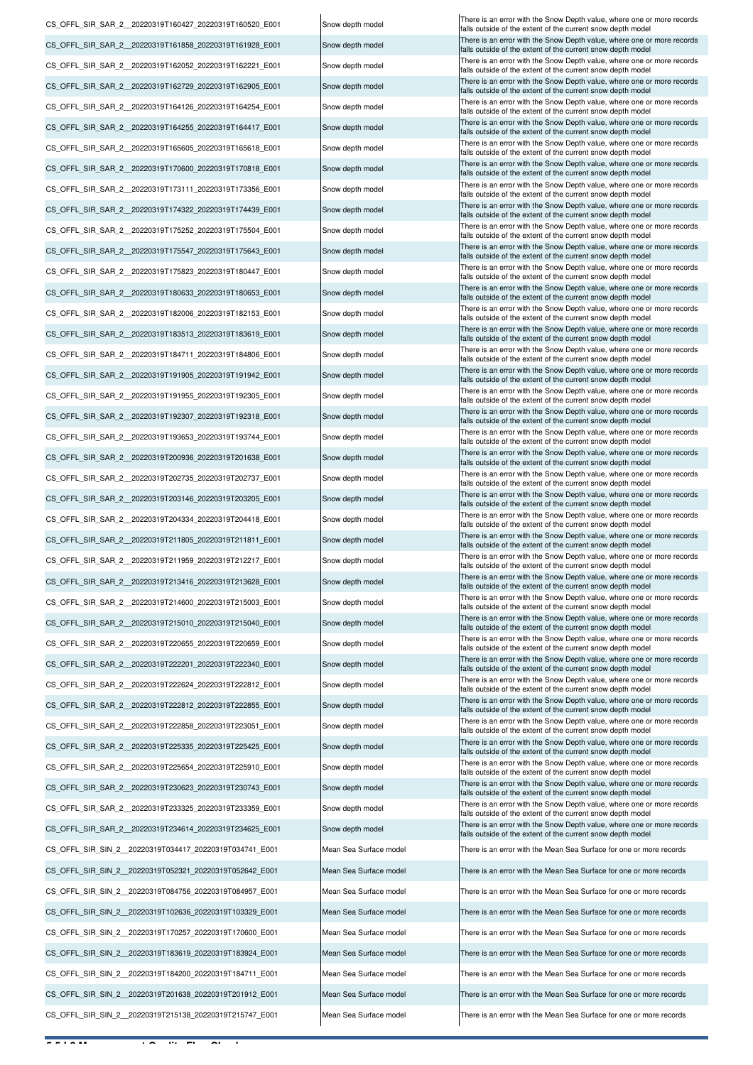| | | |
|---|---|---|
| CS_OFFL_SIR_SAR_2__20220319T160427_20220319T160520_E001 | Snow depth model | There is an error with the Snow Depth value, where one or more records falls outside of the extent of the current snow depth model |
| CS_OFFL_SIR_SAR_2__20220319T161858_20220319T161928_E001 | Snow depth model | There is an error with the Snow Depth value, where one or more records falls outside of the extent of the current snow depth model |
| CS_OFFL_SIR_SAR_2__20220319T162052_20220319T162221_E001 | Snow depth model | There is an error with the Snow Depth value, where one or more records falls outside of the extent of the current snow depth model |
| CS_OFFL_SIR_SAR_2__20220319T162729_20220319T162905_E001 | Snow depth model | There is an error with the Snow Depth value, where one or more records falls outside of the extent of the current snow depth model |
| CS_OFFL_SIR_SAR_2__20220319T164126_20220319T164254_E001 | Snow depth model | There is an error with the Snow Depth value, where one or more records falls outside of the extent of the current snow depth model |
| CS_OFFL_SIR_SAR_2__20220319T164255_20220319T164417_E001 | Snow depth model | There is an error with the Snow Depth value, where one or more records falls outside of the extent of the current snow depth model |
| CS_OFFL_SIR_SAR_2__20220319T165605_20220319T165618_E001 | Snow depth model | There is an error with the Snow Depth value, where one or more records falls outside of the extent of the current snow depth model |
| CS_OFFL_SIR_SAR_2__20220319T170600_20220319T170818_E001 | Snow depth model | There is an error with the Snow Depth value, where one or more records falls outside of the extent of the current snow depth model |
| CS_OFFL_SIR_SAR_2__20220319T173111_20220319T173356_E001 | Snow depth model | There is an error with the Snow Depth value, where one or more records falls outside of the extent of the current snow depth model |
| CS_OFFL_SIR_SAR_2__20220319T174322_20220319T174439_E001 | Snow depth model | There is an error with the Snow Depth value, where one or more records falls outside of the extent of the current snow depth model |
| CS_OFFL_SIR_SAR_2__20220319T175252_20220319T175504_E001 | Snow depth model | There is an error with the Snow Depth value, where one or more records falls outside of the extent of the current snow depth model |
| CS_OFFL_SIR_SAR_2__20220319T175547_20220319T175643_E001 | Snow depth model | There is an error with the Snow Depth value, where one or more records falls outside of the extent of the current snow depth model |
| CS_OFFL_SIR_SAR_2__20220319T175823_20220319T180447_E001 | Snow depth model | There is an error with the Snow Depth value, where one or more records falls outside of the extent of the current snow depth model |
| CS_OFFL_SIR_SAR_2__20220319T180633_20220319T180653_E001 | Snow depth model | There is an error with the Snow Depth value, where one or more records falls outside of the extent of the current snow depth model |
| CS_OFFL_SIR_SAR_2__20220319T182006_20220319T182153_E001 | Snow depth model | There is an error with the Snow Depth value, where one or more records falls outside of the extent of the current snow depth model |
| CS_OFFL_SIR_SAR_2__20220319T183513_20220319T183619_E001 | Snow depth model | There is an error with the Snow Depth value, where one or more records falls outside of the extent of the current snow depth model |
| CS_OFFL_SIR_SAR_2__20220319T184711_20220319T184806_E001 | Snow depth model | There is an error with the Snow Depth value, where one or more records falls outside of the extent of the current snow depth model |
| CS_OFFL_SIR_SAR_2__20220319T191905_20220319T191942_E001 | Snow depth model | There is an error with the Snow Depth value, where one or more records falls outside of the extent of the current snow depth model |
| CS_OFFL_SIR_SAR_2__20220319T191955_20220319T192305_E001 | Snow depth model | There is an error with the Snow Depth value, where one or more records falls outside of the extent of the current snow depth model |
| CS_OFFL_SIR_SAR_2__20220319T192307_20220319T192318_E001 | Snow depth model | There is an error with the Snow Depth value, where one or more records falls outside of the extent of the current snow depth model |
| CS_OFFL_SIR_SAR_2__20220319T193653_20220319T193744_E001 | Snow depth model | There is an error with the Snow Depth value, where one or more records falls outside of the extent of the current snow depth model |
| CS_OFFL_SIR_SAR_2__20220319T200936_20220319T201638_E001 | Snow depth model | There is an error with the Snow Depth value, where one or more records falls outside of the extent of the current snow depth model |
| CS_OFFL_SIR_SAR_2__20220319T202735_20220319T202737_E001 | Snow depth model | There is an error with the Snow Depth value, where one or more records falls outside of the extent of the current snow depth model |
| CS_OFFL_SIR_SAR_2__20220319T203146_20220319T203205_E001 | Snow depth model | There is an error with the Snow Depth value, where one or more records falls outside of the extent of the current snow depth model |
| CS_OFFL_SIR_SAR_2__20220319T204334_20220319T204418_E001 | Snow depth model | There is an error with the Snow Depth value, where one or more records falls outside of the extent of the current snow depth model |
| CS_OFFL_SIR_SAR_2__20220319T211805_20220319T211811_E001 | Snow depth model | There is an error with the Snow Depth value, where one or more records falls outside of the extent of the current snow depth model |
| CS_OFFL_SIR_SAR_2__20220319T211959_20220319T212217_E001 | Snow depth model | There is an error with the Snow Depth value, where one or more records falls outside of the extent of the current snow depth model |
| CS_OFFL_SIR_SAR_2__20220319T213416_20220319T213628_E001 | Snow depth model | There is an error with the Snow Depth value, where one or more records falls outside of the extent of the current snow depth model |
| CS_OFFL_SIR_SAR_2__20220319T214600_20220319T215003_E001 | Snow depth model | There is an error with the Snow Depth value, where one or more records falls outside of the extent of the current snow depth model |
| CS_OFFL_SIR_SAR_2__20220319T215010_20220319T215040_E001 | Snow depth model | There is an error with the Snow Depth value, where one or more records falls outside of the extent of the current snow depth model |
| CS_OFFL_SIR_SAR_2__20220319T220655_20220319T220659_E001 | Snow depth model | There is an error with the Snow Depth value, where one or more records falls outside of the extent of the current snow depth model |
| CS_OFFL_SIR_SAR_2__20220319T222201_20220319T222340_E001 | Snow depth model | There is an error with the Snow Depth value, where one or more records falls outside of the extent of the current snow depth model |
| CS_OFFL_SIR_SAR_2__20220319T222624_20220319T222812_E001 | Snow depth model | There is an error with the Snow Depth value, where one or more records falls outside of the extent of the current snow depth model |
| CS_OFFL_SIR_SAR_2__20220319T222812_20220319T222855_E001 | Snow depth model | There is an error with the Snow Depth value, where one or more records falls outside of the extent of the current snow depth model |
| CS_OFFL_SIR_SAR_2__20220319T222858_20220319T223051_E001 | Snow depth model | There is an error with the Snow Depth value, where one or more records falls outside of the extent of the current snow depth model |
| CS_OFFL_SIR_SAR_2__20220319T225335_20220319T225425_E001 | Snow depth model | There is an error with the Snow Depth value, where one or more records falls outside of the extent of the current snow depth model |
| CS_OFFL_SIR_SAR_2__20220319T225654_20220319T225910_E001 | Snow depth model | There is an error with the Snow Depth value, where one or more records falls outside of the extent of the current snow depth model |
| CS_OFFL_SIR_SAR_2__20220319T230623_20220319T230743_E001 | Snow depth model | There is an error with the Snow Depth value, where one or more records falls outside of the extent of the current snow depth model |
| CS_OFFL_SIR_SAR_2__20220319T233325_20220319T233359_E001 | Snow depth model | There is an error with the Snow Depth value, where one or more records falls outside of the extent of the current snow depth model |
| CS_OFFL_SIR_SAR_2__20220319T234614_20220319T234625_E001 | Snow depth model | There is an error with the Snow Depth value, where one or more records falls outside of the extent of the current snow depth model |
| CS_OFFL_SIR_SIN_2__20220319T034417_20220319T034741_E001 | Mean Sea Surface model | There is an error with the Mean Sea Surface for one or more records |
| CS_OFFL_SIR_SIN_2__20220319T052321_20220319T052642_E001 | Mean Sea Surface model | There is an error with the Mean Sea Surface for one or more records |
| CS_OFFL_SIR_SIN_2__20220319T084756_20220319T084957_E001 | Mean Sea Surface model | There is an error with the Mean Sea Surface for one or more records |
| CS_OFFL_SIR_SIN_2__20220319T102636_20220319T103329_E001 | Mean Sea Surface model | There is an error with the Mean Sea Surface for one or more records |
| CS_OFFL_SIR_SIN_2__20220319T170257_20220319T170600_E001 | Mean Sea Surface model | There is an error with the Mean Sea Surface for one or more records |
| CS_OFFL_SIR_SIN_2__20220319T183619_20220319T183924_E001 | Mean Sea Surface model | There is an error with the Mean Sea Surface for one or more records |
| CS_OFFL_SIR_SIN_2__20220319T184200_20220319T184711_E001 | Mean Sea Surface model | There is an error with the Mean Sea Surface for one or more records |
| CS_OFFL_SIR_SIN_2__20220319T201638_20220319T201912_E001 | Mean Sea Surface model | There is an error with the Mean Sea Surface for one or more records |
| CS_OFFL_SIR_SIN_2__20220319T215138_20220319T215747_E001 | Mean Sea Surface model | There is an error with the Mean Sea Surface for one or more records |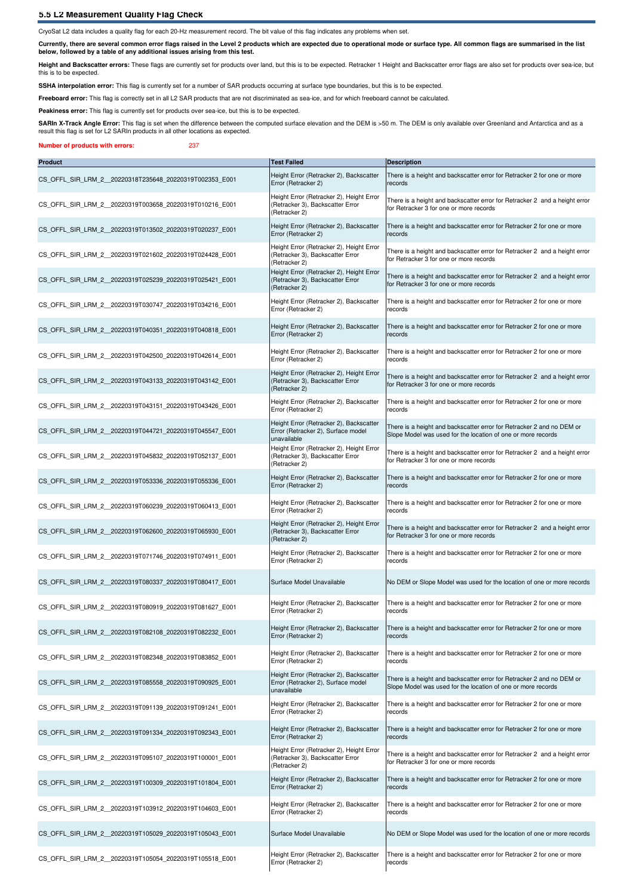### 5.5 L2 Measurement Quality Flag Check

CryoSat L2 data includes a quality flag for each 20-Hz measurement record. The bit value of this flag indicates any problems when set.

**Currently, there are several common error flags raised in the Level 2 products which are expected due to operational mode or surface type. All common flags are summarised in the list below, followed by a table of any additional issues arising from this test.**

**Height and Backscatter errors:** These flags are currently set for products over land, but this is to be expected. Retracker 1 Height and Backscatter error flags are also set for products over sea-ice, but this is to be expected.

**SSHA interpolation error:** This flag is currently set for a number of SAR products occurring at surface type boundaries, but this is to be expected.

**Freeboard error:** This flag is correctly set in all L2 SAR products that are not discriminated as sea-ice, and for which freeboard cannot be calculated.

**Peakiness error:** This flag is currently set for products over sea-ice, but this is to be expected.

**SARIn X-Track Angle Error:** This flag is set when the difference between the computed surface elevation and the DEM is >50 m. The DEM is only available over Greenland and Antarctica and as a result this flag is set for L2 SARIn products in all other locations as expected.

**Number of products with errors:** 237

| Product | Test Failed | Description |
|---|---|---|
| CS_OFFL_SIR_LRM_2__20220318T235648_20220319T002353_E001 | Height Error (Retracker 2), Backscatter Error (Retracker 2) | There is a height and backscatter error for Retracker 2 for one or more records |
| CS_OFFL_SIR_LRM_2__20220319T003658_20220319T010216_E001 | Height Error (Retracker 2), Height Error (Retracker 3), Backscatter Error (Retracker 2) | There is a height and backscatter error for Retracker 2 and a height error for Retracker 3 for one or more records |
| CS_OFFL_SIR_LRM_2__20220319T013502_20220319T020237_E001 | Height Error (Retracker 2), Backscatter Error (Retracker 2) | There is a height and backscatter error for Retracker 2 for one or more records |
| CS_OFFL_SIR_LRM_2__20220319T021602_20220319T024428_E001 | Height Error (Retracker 2), Height Error (Retracker 3), Backscatter Error (Retracker 2) | There is a height and backscatter error for Retracker 2 and a height error for Retracker 3 for one or more records |
| CS_OFFL_SIR_LRM_2__20220319T025239_20220319T025421_E001 | Height Error (Retracker 2), Height Error (Retracker 3), Backscatter Error (Retracker 2) | There is a height and backscatter error for Retracker 2 and a height error for Retracker 3 for one or more records |
| CS_OFFL_SIR_LRM_2__20220319T030747_20220319T034216_E001 | Height Error (Retracker 2), Backscatter Error (Retracker 2) | There is a height and backscatter error for Retracker 2 for one or more records |
| CS_OFFL_SIR_LRM_2__20220319T040351_20220319T040818_E001 | Height Error (Retracker 2), Backscatter Error (Retracker 2) | There is a height and backscatter error for Retracker 2 for one or more records |
| CS_OFFL_SIR_LRM_2__20220319T042500_20220319T042614_E001 | Height Error (Retracker 2), Backscatter Error (Retracker 2) | There is a height and backscatter error for Retracker 2 for one or more records |
| CS_OFFL_SIR_LRM_2__20220319T043133_20220319T043142_E001 | Height Error (Retracker 2), Height Error (Retracker 3), Backscatter Error (Retracker 2) | There is a height and backscatter error for Retracker 2 and a height error for Retracker 3 for one or more records |
| CS_OFFL_SIR_LRM_2__20220319T043151_20220319T043426_E001 | Height Error (Retracker 2), Backscatter Error (Retracker 2) | There is a height and backscatter error for Retracker 2 for one or more records |
| CS_OFFL_SIR_LRM_2__20220319T044721_20220319T045547_E001 | Height Error (Retracker 2), Backscatter Error (Retracker 2), Surface model unavailable | There is a height and backscatter error for Retracker 2 and no DEM or Slope Model was used for the location of one or more records |
| CS_OFFL_SIR_LRM_2__20220319T045832_20220319T052137_E001 | Height Error (Retracker 2), Height Error (Retracker 3), Backscatter Error (Retracker 2) | There is a height and backscatter error for Retracker 2 and a height error for Retracker 3 for one or more records |
| CS_OFFL_SIR_LRM_2__20220319T053336_20220319T055336_E001 | Height Error (Retracker 2), Backscatter Error (Retracker 2) | There is a height and backscatter error for Retracker 2 for one or more records |
| CS_OFFL_SIR_LRM_2__20220319T060239_20220319T060413_E001 | Height Error (Retracker 2), Backscatter Error (Retracker 2) | There is a height and backscatter error for Retracker 2 for one or more records |
| CS_OFFL_SIR_LRM_2__20220319T062600_20220319T065930_E001 | Height Error (Retracker 2), Height Error (Retracker 3), Backscatter Error (Retracker 2) | There is a height and backscatter error for Retracker 2 and a height error for Retracker 3 for one or more records |
| CS_OFFL_SIR_LRM_2__20220319T071746_20220319T074911_E001 | Height Error (Retracker 2), Backscatter Error (Retracker 2) | There is a height and backscatter error for Retracker 2 for one or more records |
| CS_OFFL_SIR_LRM_2__20220319T080337_20220319T080417_E001 | Surface Model Unavailable | No DEM or Slope Model was used for the location of one or more records |
| CS_OFFL_SIR_LRM_2__20220319T080919_20220319T081627_E001 | Height Error (Retracker 2), Backscatter Error (Retracker 2) | There is a height and backscatter error for Retracker 2 for one or more records |
| CS_OFFL_SIR_LRM_2__20220319T082108_20220319T082232_E001 | Height Error (Retracker 2), Backscatter Error (Retracker 2) | There is a height and backscatter error for Retracker 2 for one or more records |
| CS_OFFL_SIR_LRM_2__20220319T082348_20220319T083852_E001 | Height Error (Retracker 2), Backscatter Error (Retracker 2) | There is a height and backscatter error for Retracker 2 for one or more records |
| CS_OFFL_SIR_LRM_2__20220319T085558_20220319T090925_E001 | Height Error (Retracker 2), Backscatter Error (Retracker 2), Surface model unavailable | There is a height and backscatter error for Retracker 2 and no DEM or Slope Model was used for the location of one or more records |
| CS_OFFL_SIR_LRM_2__20220319T091139_20220319T091241_E001 | Height Error (Retracker 2), Backscatter Error (Retracker 2) | There is a height and backscatter error for Retracker 2 for one or more records |
| CS_OFFL_SIR_LRM_2__20220319T091334_20220319T092343_E001 | Height Error (Retracker 2), Backscatter Error (Retracker 2) | There is a height and backscatter error for Retracker 2 for one or more records |
| CS_OFFL_SIR_LRM_2__20220319T095107_20220319T100001_E001 | Height Error (Retracker 2), Height Error (Retracker 3), Backscatter Error (Retracker 2) | There is a height and backscatter error for Retracker 2 and a height error for Retracker 3 for one or more records |
| CS_OFFL_SIR_LRM_2__20220319T100309_20220319T101804_E001 | Height Error (Retracker 2), Backscatter Error (Retracker 2) | There is a height and backscatter error for Retracker 2 for one or more records |
| CS_OFFL_SIR_LRM_2__20220319T103912_20220319T104603_E001 | Height Error (Retracker 2), Backscatter Error (Retracker 2) | There is a height and backscatter error for Retracker 2 for one or more records |
| CS_OFFL_SIR_LRM_2__20220319T105029_20220319T105043_E001 | Surface Model Unavailable | No DEM or Slope Model was used for the location of one or more records |
| CS_OFFL_SIR_LRM_2__20220319T105054_20220319T105518_E001 | Height Error (Retracker 2), Backscatter Error (Retracker 2) | There is a height and backscatter error for Retracker 2 for one or more records |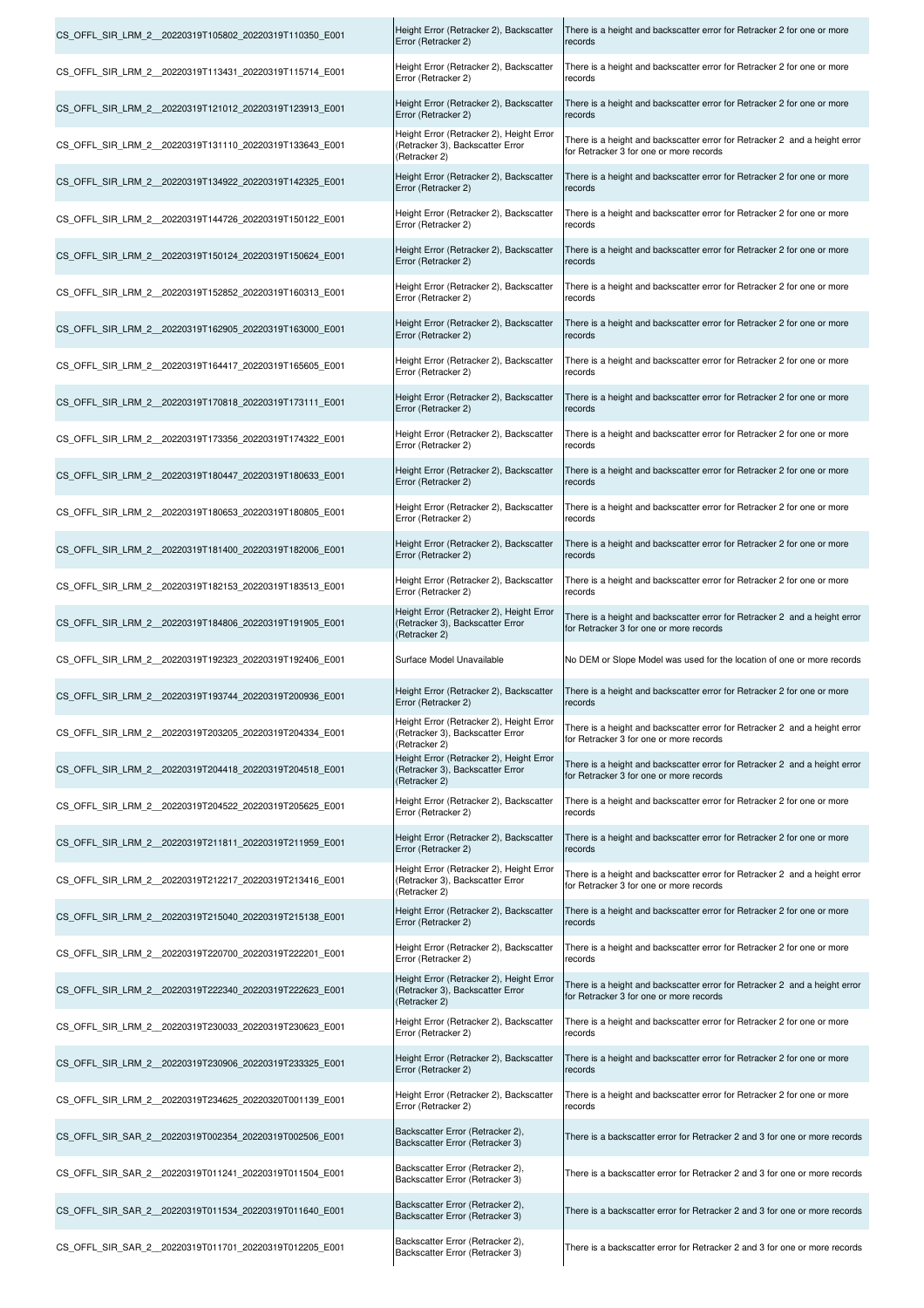| | | |
|---|---|---|
| CS_OFFL_SIR_LRM_2__20220319T105802_20220319T110350_E001 | Height Error (Retracker 2), Backscatter Error (Retracker 2) | There is a height and backscatter error for Retracker 2 for one or more records |
| CS_OFFL_SIR_LRM_2__20220319T113431_20220319T115714_E001 | Height Error (Retracker 2), Backscatter Error (Retracker 2) | There is a height and backscatter error for Retracker 2 for one or more records |
| CS_OFFL_SIR_LRM_2__20220319T121012_20220319T123913_E001 | Height Error (Retracker 2), Backscatter Error (Retracker 2) | There is a height and backscatter error for Retracker 2 for one or more records |
| CS_OFFL_SIR_LRM_2__20220319T131110_20220319T133643_E001 | Height Error (Retracker 2), Height Error (Retracker 3), Backscatter Error (Retracker 2) | There is a height and backscatter error for Retracker 2 and a height error for Retracker 3 for one or more records |
| CS_OFFL_SIR_LRM_2__20220319T134922_20220319T142325_E001 | Height Error (Retracker 2), Backscatter Error (Retracker 2) | There is a height and backscatter error for Retracker 2 for one or more records |
| CS_OFFL_SIR_LRM_2__20220319T144726_20220319T150122_E001 | Height Error (Retracker 2), Backscatter Error (Retracker 2) | There is a height and backscatter error for Retracker 2 for one or more records |
| CS_OFFL_SIR_LRM_2__20220319T150124_20220319T150624_E001 | Height Error (Retracker 2), Backscatter Error (Retracker 2) | There is a height and backscatter error for Retracker 2 for one or more records |
| CS_OFFL_SIR_LRM_2__20220319T152852_20220319T160313_E001 | Height Error (Retracker 2), Backscatter Error (Retracker 2) | There is a height and backscatter error for Retracker 2 for one or more records |
| CS_OFFL_SIR_LRM_2__20220319T162905_20220319T163000_E001 | Height Error (Retracker 2), Backscatter Error (Retracker 2) | There is a height and backscatter error for Retracker 2 for one or more records |
| CS_OFFL_SIR_LRM_2__20220319T164417_20220319T165605_E001 | Height Error (Retracker 2), Backscatter Error (Retracker 2) | There is a height and backscatter error for Retracker 2 for one or more records |
| CS_OFFL_SIR_LRM_2__20220319T170818_20220319T173111_E001 | Height Error (Retracker 2), Backscatter Error (Retracker 2) | There is a height and backscatter error for Retracker 2 for one or more records |
| CS_OFFL_SIR_LRM_2__20220319T173356_20220319T174322_E001 | Height Error (Retracker 2), Backscatter Error (Retracker 2) | There is a height and backscatter error for Retracker 2 for one or more records |
| CS_OFFL_SIR_LRM_2__20220319T180447_20220319T180633_E001 | Height Error (Retracker 2), Backscatter Error (Retracker 2) | There is a height and backscatter error for Retracker 2 for one or more records |
| CS_OFFL_SIR_LRM_2__20220319T180653_20220319T180805_E001 | Height Error (Retracker 2), Backscatter Error (Retracker 2) | There is a height and backscatter error for Retracker 2 for one or more records |
| CS_OFFL_SIR_LRM_2__20220319T181400_20220319T182006_E001 | Height Error (Retracker 2), Backscatter Error (Retracker 2) | There is a height and backscatter error for Retracker 2 for one or more records |
| CS_OFFL_SIR_LRM_2__20220319T182153_20220319T183513_E001 | Height Error (Retracker 2), Backscatter Error (Retracker 2) | There is a height and backscatter error for Retracker 2 for one or more records |
| CS_OFFL_SIR_LRM_2__20220319T184806_20220319T191905_E001 | Height Error (Retracker 2), Height Error (Retracker 3), Backscatter Error (Retracker 2) | There is a height and backscatter error for Retracker 2 and a height error for Retracker 3 for one or more records |
| CS_OFFL_SIR_LRM_2__20220319T192323_20220319T192406_E001 | Surface Model Unavailable | No DEM or Slope Model was used for the location of one or more records |
| CS_OFFL_SIR_LRM_2__20220319T193744_20220319T200936_E001 | Height Error (Retracker 2), Backscatter Error (Retracker 2) | There is a height and backscatter error for Retracker 2 for one or more records |
| CS_OFFL_SIR_LRM_2__20220319T203205_20220319T204334_E001 | Height Error (Retracker 2), Height Error (Retracker 3), Backscatter Error (Retracker 2) | There is a height and backscatter error for Retracker 2 and a height error for Retracker 3 for one or more records |
| CS_OFFL_SIR_LRM_2__20220319T204418_20220319T204518_E001 | Height Error (Retracker 2), Height Error (Retracker 3), Backscatter Error (Retracker 2) | There is a height and backscatter error for Retracker 2 and a height error for Retracker 3 for one or more records |
| CS_OFFL_SIR_LRM_2__20220319T204522_20220319T205625_E001 | Height Error (Retracker 2), Backscatter Error (Retracker 2) | There is a height and backscatter error for Retracker 2 for one or more records |
| CS_OFFL_SIR_LRM_2__20220319T211811_20220319T211959_E001 | Height Error (Retracker 2), Backscatter Error (Retracker 2) | There is a height and backscatter error for Retracker 2 for one or more records |
| CS_OFFL_SIR_LRM_2__20220319T212217_20220319T213416_E001 | Height Error (Retracker 2), Height Error (Retracker 3), Backscatter Error (Retracker 2) | There is a height and backscatter error for Retracker 2 and a height error for Retracker 3 for one or more records |
| CS_OFFL_SIR_LRM_2__20220319T215040_20220319T215138_E001 | Height Error (Retracker 2), Backscatter Error (Retracker 2) | There is a height and backscatter error for Retracker 2 for one or more records |
| CS_OFFL_SIR_LRM_2__20220319T220700_20220319T222201_E001 | Height Error (Retracker 2), Backscatter Error (Retracker 2) | There is a height and backscatter error for Retracker 2 for one or more records |
| CS_OFFL_SIR_LRM_2__20220319T222340_20220319T222623_E001 | Height Error (Retracker 2), Height Error (Retracker 3), Backscatter Error (Retracker 2) | There is a height and backscatter error for Retracker 2 and a height error for Retracker 3 for one or more records |
| CS_OFFL_SIR_LRM_2__20220319T230033_20220319T230623_E001 | Height Error (Retracker 2), Backscatter Error (Retracker 2) | There is a height and backscatter error for Retracker 2 for one or more records |
| CS_OFFL_SIR_LRM_2__20220319T230906_20220319T233325_E001 | Height Error (Retracker 2), Backscatter Error (Retracker 2) | There is a height and backscatter error for Retracker 2 for one or more records |
| CS_OFFL_SIR_LRM_2__20220319T234625_20220320T001139_E001 | Height Error (Retracker 2), Backscatter Error (Retracker 2) | There is a height and backscatter error for Retracker 2 for one or more records |
| CS_OFFL_SIR_SAR_2__20220319T002354_20220319T002506_E001 | Backscatter Error (Retracker 2), Backscatter Error (Retracker 3) | There is a backscatter error for Retracker 2 and 3 for one or more records |
| CS_OFFL_SIR_SAR_2__20220319T011241_20220319T011504_E001 | Backscatter Error (Retracker 2), Backscatter Error (Retracker 3) | There is a backscatter error for Retracker 2 and 3 for one or more records |
| CS_OFFL_SIR_SAR_2__20220319T011534_20220319T011640_E001 | Backscatter Error (Retracker 2), Backscatter Error (Retracker 3) | There is a backscatter error for Retracker 2 and 3 for one or more records |
| CS_OFFL_SIR_SAR_2__20220319T011701_20220319T012205_E001 | Backscatter Error (Retracker 2), Backscatter Error (Retracker 3) | There is a backscatter error for Retracker 2 and 3 for one or more records |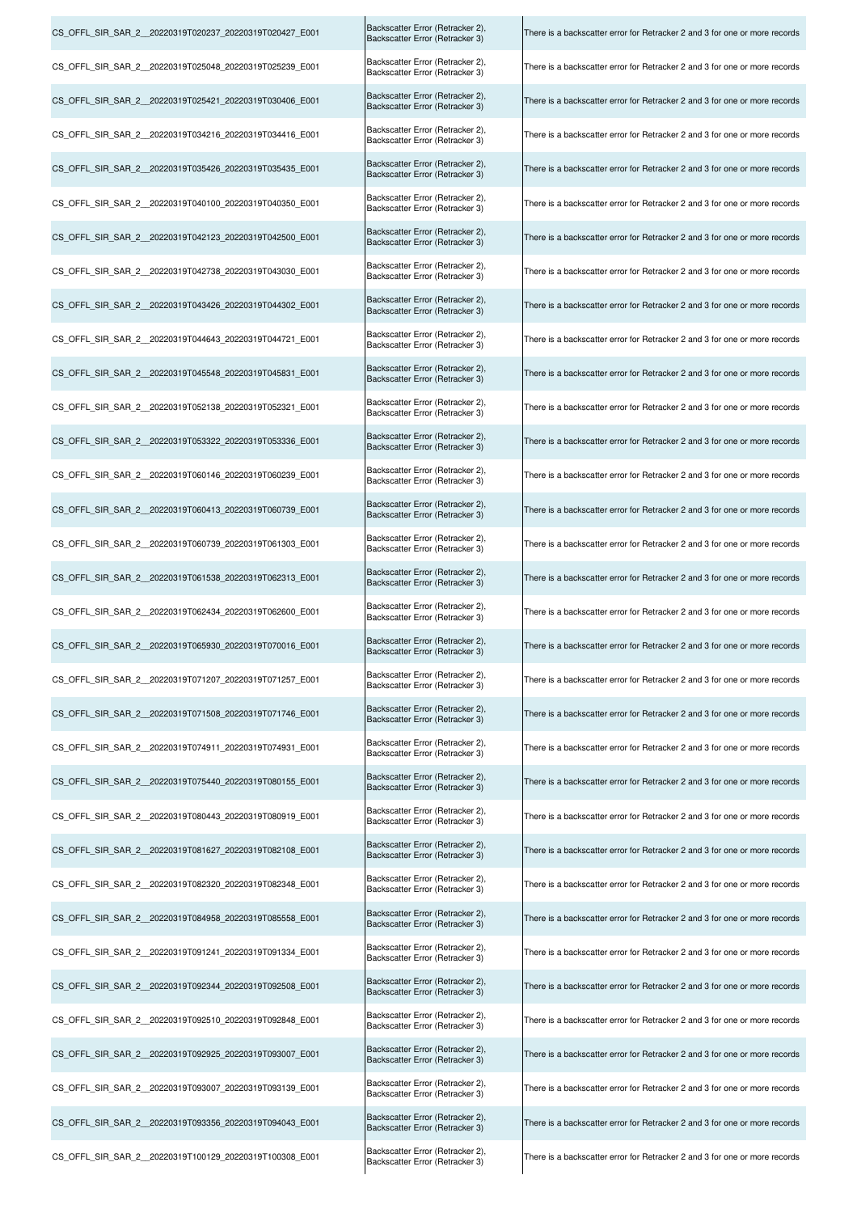| | | |
|---|---|---|
| CS_OFFL_SIR_SAR_2__20220319T020237_20220319T020427_E001 | Backscatter Error (Retracker 2), Backscatter Error (Retracker 3) | There is a backscatter error for Retracker 2 and 3 for one or more records |
| CS_OFFL_SIR_SAR_2__20220319T025048_20220319T025239_E001 | Backscatter Error (Retracker 2), Backscatter Error (Retracker 3) | There is a backscatter error for Retracker 2 and 3 for one or more records |
| CS_OFFL_SIR_SAR_2__20220319T025421_20220319T030406_E001 | Backscatter Error (Retracker 2), Backscatter Error (Retracker 3) | There is a backscatter error for Retracker 2 and 3 for one or more records |
| CS_OFFL_SIR_SAR_2__20220319T034216_20220319T034416_E001 | Backscatter Error (Retracker 2), Backscatter Error (Retracker 3) | There is a backscatter error for Retracker 2 and 3 for one or more records |
| CS_OFFL_SIR_SAR_2__20220319T035426_20220319T035435_E001 | Backscatter Error (Retracker 2), Backscatter Error (Retracker 3) | There is a backscatter error for Retracker 2 and 3 for one or more records |
| CS_OFFL_SIR_SAR_2__20220319T040100_20220319T040350_E001 | Backscatter Error (Retracker 2), Backscatter Error (Retracker 3) | There is a backscatter error for Retracker 2 and 3 for one or more records |
| CS_OFFL_SIR_SAR_2__20220319T042123_20220319T042500_E001 | Backscatter Error (Retracker 2), Backscatter Error (Retracker 3) | There is a backscatter error for Retracker 2 and 3 for one or more records |
| CS_OFFL_SIR_SAR_2__20220319T042738_20220319T043030_E001 | Backscatter Error (Retracker 2), Backscatter Error (Retracker 3) | There is a backscatter error for Retracker 2 and 3 for one or more records |
| CS_OFFL_SIR_SAR_2__20220319T043426_20220319T044302_E001 | Backscatter Error (Retracker 2), Backscatter Error (Retracker 3) | There is a backscatter error for Retracker 2 and 3 for one or more records |
| CS_OFFL_SIR_SAR_2__20220319T044643_20220319T044721_E001 | Backscatter Error (Retracker 2), Backscatter Error (Retracker 3) | There is a backscatter error for Retracker 2 and 3 for one or more records |
| CS_OFFL_SIR_SAR_2__20220319T045548_20220319T045831_E001 | Backscatter Error (Retracker 2), Backscatter Error (Retracker 3) | There is a backscatter error for Retracker 2 and 3 for one or more records |
| CS_OFFL_SIR_SAR_2__20220319T052138_20220319T052321_E001 | Backscatter Error (Retracker 2), Backscatter Error (Retracker 3) | There is a backscatter error for Retracker 2 and 3 for one or more records |
| CS_OFFL_SIR_SAR_2__20220319T053322_20220319T053336_E001 | Backscatter Error (Retracker 2), Backscatter Error (Retracker 3) | There is a backscatter error for Retracker 2 and 3 for one or more records |
| CS_OFFL_SIR_SAR_2__20220319T060146_20220319T060239_E001 | Backscatter Error (Retracker 2), Backscatter Error (Retracker 3) | There is a backscatter error for Retracker 2 and 3 for one or more records |
| CS_OFFL_SIR_SAR_2__20220319T060413_20220319T060739_E001 | Backscatter Error (Retracker 2), Backscatter Error (Retracker 3) | There is a backscatter error for Retracker 2 and 3 for one or more records |
| CS_OFFL_SIR_SAR_2__20220319T060739_20220319T061303_E001 | Backscatter Error (Retracker 2), Backscatter Error (Retracker 3) | There is a backscatter error for Retracker 2 and 3 for one or more records |
| CS_OFFL_SIR_SAR_2__20220319T061538_20220319T062313_E001 | Backscatter Error (Retracker 2), Backscatter Error (Retracker 3) | There is a backscatter error for Retracker 2 and 3 for one or more records |
| CS_OFFL_SIR_SAR_2__20220319T062434_20220319T062600_E001 | Backscatter Error (Retracker 2), Backscatter Error (Retracker 3) | There is a backscatter error for Retracker 2 and 3 for one or more records |
| CS_OFFL_SIR_SAR_2__20220319T065930_20220319T070016_E001 | Backscatter Error (Retracker 2), Backscatter Error (Retracker 3) | There is a backscatter error for Retracker 2 and 3 for one or more records |
| CS_OFFL_SIR_SAR_2__20220319T071207_20220319T071257_E001 | Backscatter Error (Retracker 2), Backscatter Error (Retracker 3) | There is a backscatter error for Retracker 2 and 3 for one or more records |
| CS_OFFL_SIR_SAR_2__20220319T071508_20220319T071746_E001 | Backscatter Error (Retracker 2), Backscatter Error (Retracker 3) | There is a backscatter error for Retracker 2 and 3 for one or more records |
| CS_OFFL_SIR_SAR_2__20220319T074911_20220319T074931_E001 | Backscatter Error (Retracker 2), Backscatter Error (Retracker 3) | There is a backscatter error for Retracker 2 and 3 for one or more records |
| CS_OFFL_SIR_SAR_2__20220319T075440_20220319T080155_E001 | Backscatter Error (Retracker 2), Backscatter Error (Retracker 3) | There is a backscatter error for Retracker 2 and 3 for one or more records |
| CS_OFFL_SIR_SAR_2__20220319T080443_20220319T080919_E001 | Backscatter Error (Retracker 2), Backscatter Error (Retracker 3) | There is a backscatter error for Retracker 2 and 3 for one or more records |
| CS_OFFL_SIR_SAR_2__20220319T081627_20220319T082108_E001 | Backscatter Error (Retracker 2), Backscatter Error (Retracker 3) | There is a backscatter error for Retracker 2 and 3 for one or more records |
| CS_OFFL_SIR_SAR_2__20220319T082320_20220319T082348_E001 | Backscatter Error (Retracker 2), Backscatter Error (Retracker 3) | There is a backscatter error for Retracker 2 and 3 for one or more records |
| CS_OFFL_SIR_SAR_2__20220319T084958_20220319T085558_E001 | Backscatter Error (Retracker 2), Backscatter Error (Retracker 3) | There is a backscatter error for Retracker 2 and 3 for one or more records |
| CS_OFFL_SIR_SAR_2__20220319T091241_20220319T091334_E001 | Backscatter Error (Retracker 2), Backscatter Error (Retracker 3) | There is a backscatter error for Retracker 2 and 3 for one or more records |
| CS_OFFL_SIR_SAR_2__20220319T092344_20220319T092508_E001 | Backscatter Error (Retracker 2), Backscatter Error (Retracker 3) | There is a backscatter error for Retracker 2 and 3 for one or more records |
| CS_OFFL_SIR_SAR_2__20220319T092510_20220319T092848_E001 | Backscatter Error (Retracker 2), Backscatter Error (Retracker 3) | There is a backscatter error for Retracker 2 and 3 for one or more records |
| CS_OFFL_SIR_SAR_2__20220319T092925_20220319T093007_E001 | Backscatter Error (Retracker 2), Backscatter Error (Retracker 3) | There is a backscatter error for Retracker 2 and 3 for one or more records |
| CS_OFFL_SIR_SAR_2__20220319T093007_20220319T093139_E001 | Backscatter Error (Retracker 2), Backscatter Error (Retracker 3) | There is a backscatter error for Retracker 2 and 3 for one or more records |
| CS_OFFL_SIR_SAR_2__20220319T093356_20220319T094043_E001 | Backscatter Error (Retracker 2), Backscatter Error (Retracker 3) | There is a backscatter error for Retracker 2 and 3 for one or more records |
| CS_OFFL_SIR_SAR_2__20220319T100129_20220319T100308_E001 | Backscatter Error (Retracker 2), Backscatter Error (Retracker 3) | There is a backscatter error for Retracker 2 and 3 for one or more records |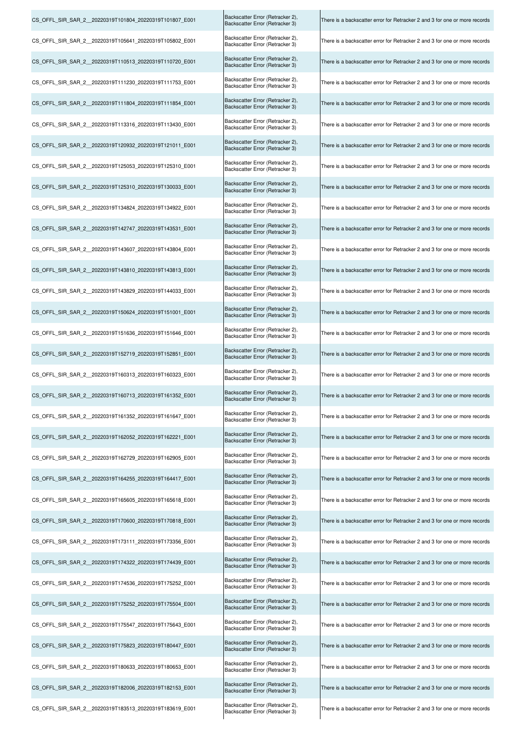| | | |
|---|---|---|
| CS_OFFL_SIR_SAR_2__20220319T101804_20220319T101807_E001 | Backscatter Error (Retracker 2), Backscatter Error (Retracker 3) | There is a backscatter error for Retracker 2 and 3 for one or more records |
| CS_OFFL_SIR_SAR_2__20220319T105641_20220319T105802_E001 | Backscatter Error (Retracker 2), Backscatter Error (Retracker 3) | There is a backscatter error for Retracker 2 and 3 for one or more records |
| CS_OFFL_SIR_SAR_2__20220319T110513_20220319T110720_E001 | Backscatter Error (Retracker 2), Backscatter Error (Retracker 3) | There is a backscatter error for Retracker 2 and 3 for one or more records |
| CS_OFFL_SIR_SAR_2__20220319T111230_20220319T111753_E001 | Backscatter Error (Retracker 2), Backscatter Error (Retracker 3) | There is a backscatter error for Retracker 2 and 3 for one or more records |
| CS_OFFL_SIR_SAR_2__20220319T111804_20220319T111854_E001 | Backscatter Error (Retracker 2), Backscatter Error (Retracker 3) | There is a backscatter error for Retracker 2 and 3 for one or more records |
| CS_OFFL_SIR_SAR_2__20220319T113316_20220319T113430_E001 | Backscatter Error (Retracker 2), Backscatter Error (Retracker 3) | There is a backscatter error for Retracker 2 and 3 for one or more records |
| CS_OFFL_SIR_SAR_2__20220319T120932_20220319T121011_E001 | Backscatter Error (Retracker 2), Backscatter Error (Retracker 3) | There is a backscatter error for Retracker 2 and 3 for one or more records |
| CS_OFFL_SIR_SAR_2__20220319T125053_20220319T125310_E001 | Backscatter Error (Retracker 2), Backscatter Error (Retracker 3) | There is a backscatter error for Retracker 2 and 3 for one or more records |
| CS_OFFL_SIR_SAR_2__20220319T125310_20220319T130033_E001 | Backscatter Error (Retracker 2), Backscatter Error (Retracker 3) | There is a backscatter error for Retracker 2 and 3 for one or more records |
| CS_OFFL_SIR_SAR_2__20220319T134824_20220319T134922_E001 | Backscatter Error (Retracker 2), Backscatter Error (Retracker 3) | There is a backscatter error for Retracker 2 and 3 for one or more records |
| CS_OFFL_SIR_SAR_2__20220319T142747_20220319T143531_E001 | Backscatter Error (Retracker 2), Backscatter Error (Retracker 3) | There is a backscatter error for Retracker 2 and 3 for one or more records |
| CS_OFFL_SIR_SAR_2__20220319T143607_20220319T143804_E001 | Backscatter Error (Retracker 2), Backscatter Error (Retracker 3) | There is a backscatter error for Retracker 2 and 3 for one or more records |
| CS_OFFL_SIR_SAR_2__20220319T143810_20220319T143813_E001 | Backscatter Error (Retracker 2), Backscatter Error (Retracker 3) | There is a backscatter error for Retracker 2 and 3 for one or more records |
| CS_OFFL_SIR_SAR_2__20220319T143829_20220319T144033_E001 | Backscatter Error (Retracker 2), Backscatter Error (Retracker 3) | There is a backscatter error for Retracker 2 and 3 for one or more records |
| CS_OFFL_SIR_SAR_2__20220319T150624_20220319T151001_E001 | Backscatter Error (Retracker 2), Backscatter Error (Retracker 3) | There is a backscatter error for Retracker 2 and 3 for one or more records |
| CS_OFFL_SIR_SAR_2__20220319T151636_20220319T151646_E001 | Backscatter Error (Retracker 2), Backscatter Error (Retracker 3) | There is a backscatter error for Retracker 2 and 3 for one or more records |
| CS_OFFL_SIR_SAR_2__20220319T152719_20220319T152851_E001 | Backscatter Error (Retracker 2), Backscatter Error (Retracker 3) | There is a backscatter error for Retracker 2 and 3 for one or more records |
| CS_OFFL_SIR_SAR_2__20220319T160313_20220319T160323_E001 | Backscatter Error (Retracker 2), Backscatter Error (Retracker 3) | There is a backscatter error for Retracker 2 and 3 for one or more records |
| CS_OFFL_SIR_SAR_2__20220319T160713_20220319T161352_E001 | Backscatter Error (Retracker 2), Backscatter Error (Retracker 3) | There is a backscatter error for Retracker 2 and 3 for one or more records |
| CS_OFFL_SIR_SAR_2__20220319T161352_20220319T161647_E001 | Backscatter Error (Retracker 2), Backscatter Error (Retracker 3) | There is a backscatter error for Retracker 2 and 3 for one or more records |
| CS_OFFL_SIR_SAR_2__20220319T162052_20220319T162221_E001 | Backscatter Error (Retracker 2), Backscatter Error (Retracker 3) | There is a backscatter error for Retracker 2 and 3 for one or more records |
| CS_OFFL_SIR_SAR_2__20220319T162729_20220319T162905_E001 | Backscatter Error (Retracker 2), Backscatter Error (Retracker 3) | There is a backscatter error for Retracker 2 and 3 for one or more records |
| CS_OFFL_SIR_SAR_2__20220319T164255_20220319T164417_E001 | Backscatter Error (Retracker 2), Backscatter Error (Retracker 3) | There is a backscatter error for Retracker 2 and 3 for one or more records |
| CS_OFFL_SIR_SAR_2__20220319T165605_20220319T165618_E001 | Backscatter Error (Retracker 2), Backscatter Error (Retracker 3) | There is a backscatter error for Retracker 2 and 3 for one or more records |
| CS_OFFL_SIR_SAR_2__20220319T170600_20220319T170818_E001 | Backscatter Error (Retracker 2), Backscatter Error (Retracker 3) | There is a backscatter error for Retracker 2 and 3 for one or more records |
| CS_OFFL_SIR_SAR_2__20220319T173111_20220319T173356_E001 | Backscatter Error (Retracker 2), Backscatter Error (Retracker 3) | There is a backscatter error for Retracker 2 and 3 for one or more records |
| CS_OFFL_SIR_SAR_2__20220319T174322_20220319T174439_E001 | Backscatter Error (Retracker 2), Backscatter Error (Retracker 3) | There is a backscatter error for Retracker 2 and 3 for one or more records |
| CS_OFFL_SIR_SAR_2__20220319T174536_20220319T175252_E001 | Backscatter Error (Retracker 2), Backscatter Error (Retracker 3) | There is a backscatter error for Retracker 2 and 3 for one or more records |
| CS_OFFL_SIR_SAR_2__20220319T175252_20220319T175504_E001 | Backscatter Error (Retracker 2), Backscatter Error (Retracker 3) | There is a backscatter error for Retracker 2 and 3 for one or more records |
| CS_OFFL_SIR_SAR_2__20220319T175547_20220319T175643_E001 | Backscatter Error (Retracker 2), Backscatter Error (Retracker 3) | There is a backscatter error for Retracker 2 and 3 for one or more records |
| CS_OFFL_SIR_SAR_2__20220319T175823_20220319T180447_E001 | Backscatter Error (Retracker 2), Backscatter Error (Retracker 3) | There is a backscatter error for Retracker 2 and 3 for one or more records |
| CS_OFFL_SIR_SAR_2__20220319T180633_20220319T180653_E001 | Backscatter Error (Retracker 2), Backscatter Error (Retracker 3) | There is a backscatter error for Retracker 2 and 3 for one or more records |
| CS_OFFL_SIR_SAR_2__20220319T182006_20220319T182153_E001 | Backscatter Error (Retracker 2), Backscatter Error (Retracker 3) | There is a backscatter error for Retracker 2 and 3 for one or more records |
| CS_OFFL_SIR_SAR_2__20220319T183513_20220319T183619_E001 | Backscatter Error (Retracker 2), Backscatter Error (Retracker 3) | There is a backscatter error for Retracker 2 and 3 for one or more records |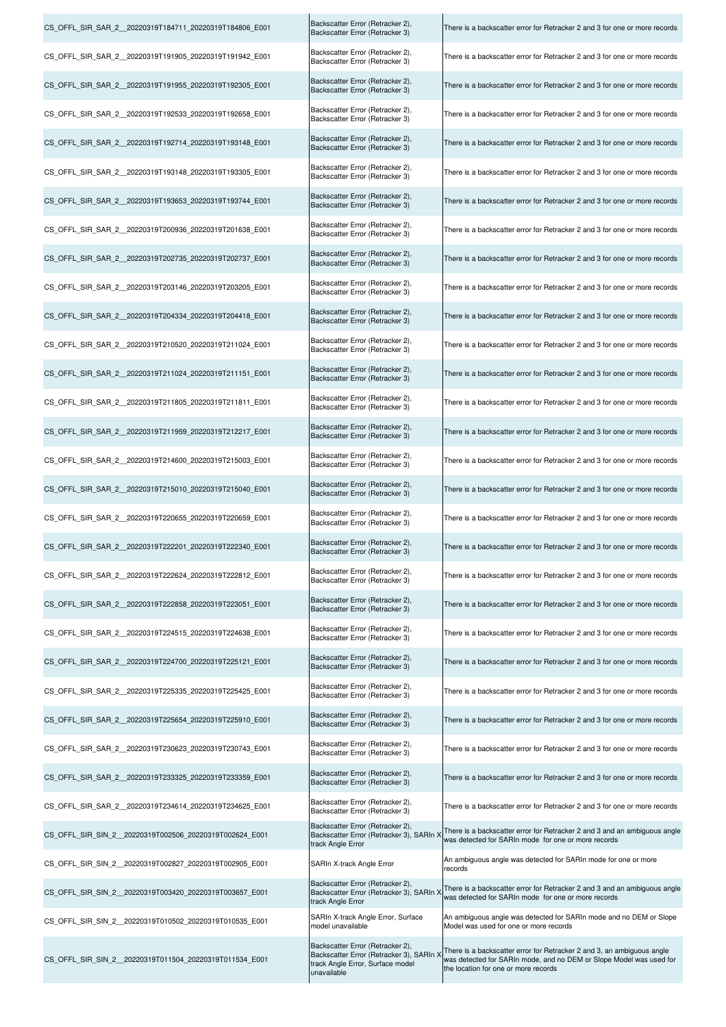| | | |
|---|---|---|
| CS_OFFL_SIR_SAR_2__20220319T184711_20220319T184806_E001 | Backscatter Error (Retracker 2), Backscatter Error (Retracker 3) | There is a backscatter error for Retracker 2 and 3 for one or more records |
| CS_OFFL_SIR_SAR_2__20220319T191905_20220319T191942_E001 | Backscatter Error (Retracker 2), Backscatter Error (Retracker 3) | There is a backscatter error for Retracker 2 and 3 for one or more records |
| CS_OFFL_SIR_SAR_2__20220319T191955_20220319T192305_E001 | Backscatter Error (Retracker 2), Backscatter Error (Retracker 3) | There is a backscatter error for Retracker 2 and 3 for one or more records |
| CS_OFFL_SIR_SAR_2__20220319T192533_20220319T192658_E001 | Backscatter Error (Retracker 2), Backscatter Error (Retracker 3) | There is a backscatter error for Retracker 2 and 3 for one or more records |
| CS_OFFL_SIR_SAR_2__20220319T192714_20220319T193148_E001 | Backscatter Error (Retracker 2), Backscatter Error (Retracker 3) | There is a backscatter error for Retracker 2 and 3 for one or more records |
| CS_OFFL_SIR_SAR_2__20220319T193148_20220319T193305_E001 | Backscatter Error (Retracker 2), Backscatter Error (Retracker 3) | There is a backscatter error for Retracker 2 and 3 for one or more records |
| CS_OFFL_SIR_SAR_2__20220319T193653_20220319T193744_E001 | Backscatter Error (Retracker 2), Backscatter Error (Retracker 3) | There is a backscatter error for Retracker 2 and 3 for one or more records |
| CS_OFFL_SIR_SAR_2__20220319T200936_20220319T201638_E001 | Backscatter Error (Retracker 2), Backscatter Error (Retracker 3) | There is a backscatter error for Retracker 2 and 3 for one or more records |
| CS_OFFL_SIR_SAR_2__20220319T202735_20220319T202737_E001 | Backscatter Error (Retracker 2), Backscatter Error (Retracker 3) | There is a backscatter error for Retracker 2 and 3 for one or more records |
| CS_OFFL_SIR_SAR_2__20220319T203146_20220319T203205_E001 | Backscatter Error (Retracker 2), Backscatter Error (Retracker 3) | There is a backscatter error for Retracker 2 and 3 for one or more records |
| CS_OFFL_SIR_SAR_2__20220319T204334_20220319T204418_E001 | Backscatter Error (Retracker 2), Backscatter Error (Retracker 3) | There is a backscatter error for Retracker 2 and 3 for one or more records |
| CS_OFFL_SIR_SAR_2__20220319T210520_20220319T211024_E001 | Backscatter Error (Retracker 2), Backscatter Error (Retracker 3) | There is a backscatter error for Retracker 2 and 3 for one or more records |
| CS_OFFL_SIR_SAR_2__20220319T211024_20220319T211151_E001 | Backscatter Error (Retracker 2), Backscatter Error (Retracker 3) | There is a backscatter error for Retracker 2 and 3 for one or more records |
| CS_OFFL_SIR_SAR_2__20220319T211805_20220319T211811_E001 | Backscatter Error (Retracker 2), Backscatter Error (Retracker 3) | There is a backscatter error for Retracker 2 and 3 for one or more records |
| CS_OFFL_SIR_SAR_2__20220319T211959_20220319T212217_E001 | Backscatter Error (Retracker 2), Backscatter Error (Retracker 3) | There is a backscatter error for Retracker 2 and 3 for one or more records |
| CS_OFFL_SIR_SAR_2__20220319T214600_20220319T215003_E001 | Backscatter Error (Retracker 2), Backscatter Error (Retracker 3) | There is a backscatter error for Retracker 2 and 3 for one or more records |
| CS_OFFL_SIR_SAR_2__20220319T215010_20220319T215040_E001 | Backscatter Error (Retracker 2), Backscatter Error (Retracker 3) | There is a backscatter error for Retracker 2 and 3 for one or more records |
| CS_OFFL_SIR_SAR_2__20220319T220655_20220319T220659_E001 | Backscatter Error (Retracker 2), Backscatter Error (Retracker 3) | There is a backscatter error for Retracker 2 and 3 for one or more records |
| CS_OFFL_SIR_SAR_2__20220319T222201_20220319T222340_E001 | Backscatter Error (Retracker 2), Backscatter Error (Retracker 3) | There is a backscatter error for Retracker 2 and 3 for one or more records |
| CS_OFFL_SIR_SAR_2__20220319T222624_20220319T222812_E001 | Backscatter Error (Retracker 2), Backscatter Error (Retracker 3) | There is a backscatter error for Retracker 2 and 3 for one or more records |
| CS_OFFL_SIR_SAR_2__20220319T222858_20220319T223051_E001 | Backscatter Error (Retracker 2), Backscatter Error (Retracker 3) | There is a backscatter error for Retracker 2 and 3 for one or more records |
| CS_OFFL_SIR_SAR_2__20220319T224515_20220319T224638_E001 | Backscatter Error (Retracker 2), Backscatter Error (Retracker 3) | There is a backscatter error for Retracker 2 and 3 for one or more records |
| CS_OFFL_SIR_SAR_2__20220319T224700_20220319T225121_E001 | Backscatter Error (Retracker 2), Backscatter Error (Retracker 3) | There is a backscatter error for Retracker 2 and 3 for one or more records |
| CS_OFFL_SIR_SAR_2__20220319T225335_20220319T225425_E001 | Backscatter Error (Retracker 2), Backscatter Error (Retracker 3) | There is a backscatter error for Retracker 2 and 3 for one or more records |
| CS_OFFL_SIR_SAR_2__20220319T225654_20220319T225910_E001 | Backscatter Error (Retracker 2), Backscatter Error (Retracker 3) | There is a backscatter error for Retracker 2 and 3 for one or more records |
| CS_OFFL_SIR_SAR_2__20220319T230623_20220319T230743_E001 | Backscatter Error (Retracker 2), Backscatter Error (Retracker 3) | There is a backscatter error for Retracker 2 and 3 for one or more records |
| CS_OFFL_SIR_SAR_2__20220319T233325_20220319T233359_E001 | Backscatter Error (Retracker 2), Backscatter Error (Retracker 3) | There is a backscatter error for Retracker 2 and 3 for one or more records |
| CS_OFFL_SIR_SAR_2__20220319T234614_20220319T234625_E001 | Backscatter Error (Retracker 2), Backscatter Error (Retracker 3) | There is a backscatter error for Retracker 2 and 3 for one or more records |
| CS_OFFL_SIR_SIN_2__20220319T002506_20220319T002624_E001 | Backscatter Error (Retracker 2), Backscatter Error (Retracker 3), SARIn X-track Angle Error | There is a backscatter error for Retracker 2 and 3 and an ambiguous angle was detected for SARIn mode for one or more records |
| CS_OFFL_SIR_SIN_2__20220319T002827_20220319T002905_E001 | SARIn X-track Angle Error | An ambiguous angle was detected for SARIn mode for one or more records |
| CS_OFFL_SIR_SIN_2__20220319T003420_20220319T003657_E001 | Backscatter Error (Retracker 2), Backscatter Error (Retracker 3), SARIn X-track Angle Error | There is a backscatter error for Retracker 2 and 3 and an ambiguous angle was detected for SARIn mode for one or more records |
| CS_OFFL_SIR_SIN_2__20220319T010502_20220319T010535_E001 | SARIn X-track Angle Error, Surface model unavailable | An ambiguous angle was detected for SARIn mode and no DEM or Slope Model was used for one or more records |
| CS_OFFL_SIR_SIN_2__20220319T011504_20220319T011534_E001 | Backscatter Error (Retracker 2), Backscatter Error (Retracker 3), SARIn X-track Angle Error, Surface model unavailable | There is a backscatter error for Retracker 2 and 3, an ambiguous angle was detected for SARIn mode, and no DEM or Slope Model was used for the location for one or more records |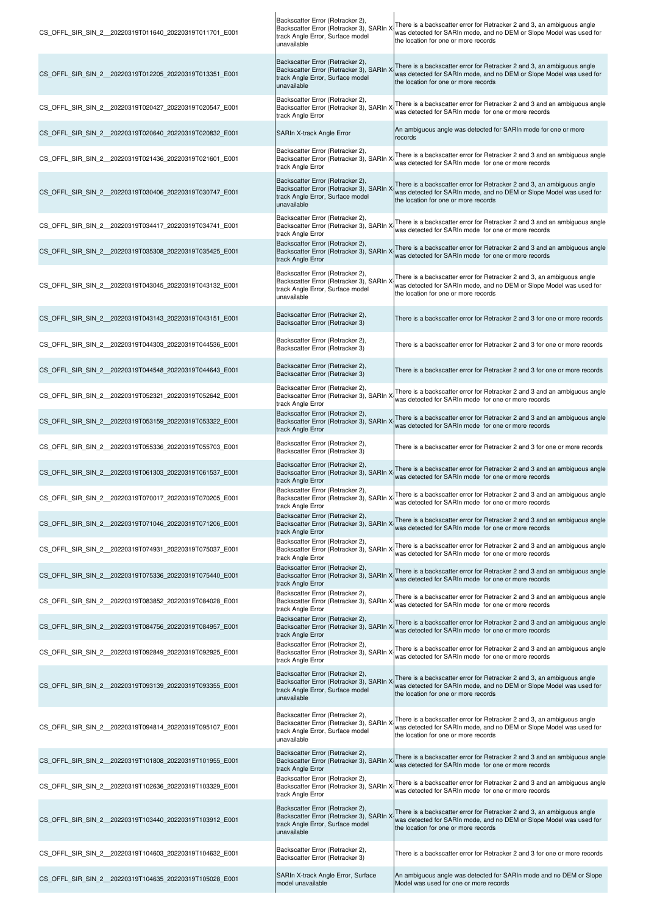| | | |
|---|---|---|
| CS_OFFL_SIR_SIN_2__20220319T011640_20220319T011701_E001 | Backscatter Error (Retracker 2), Backscatter Error (Retracker 3), SARIn X track Angle Error, Surface model unavailable | There is a backscatter error for Retracker 2 and 3, an ambiguous angle was detected for SARIn mode, and no DEM or Slope Model was used for the location for one or more records |
| CS_OFFL_SIR_SIN_2__20220319T012205_20220319T013351_E001 | Backscatter Error (Retracker 2), Backscatter Error (Retracker 3), SARIn X track Angle Error, Surface model unavailable | There is a backscatter error for Retracker 2 and 3, an ambiguous angle was detected for SARIn mode, and no DEM or Slope Model was used for the location for one or more records |
| CS_OFFL_SIR_SIN_2__20220319T020427_20220319T020547_E001 | Backscatter Error (Retracker 2), Backscatter Error (Retracker 3), SARIn X track Angle Error | There is a backscatter error for Retracker 2 and 3 and an ambiguous angle was detected for SARIn mode for one or more records |
| CS_OFFL_SIR_SIN_2__20220319T020640_20220319T020832_E001 | SARIn X-track Angle Error | An ambiguous angle was detected for SARIn mode for one or more records |
| CS_OFFL_SIR_SIN_2__20220319T021436_20220319T021601_E001 | Backscatter Error (Retracker 2), Backscatter Error (Retracker 3), SARIn X track Angle Error | There is a backscatter error for Retracker 2 and 3 and an ambiguous angle was detected for SARIn mode for one or more records |
| CS_OFFL_SIR_SIN_2__20220319T030406_20220319T030747_E001 | Backscatter Error (Retracker 2), Backscatter Error (Retracker 3), SARIn X track Angle Error, Surface model unavailable | There is a backscatter error for Retracker 2 and 3, an ambiguous angle was detected for SARIn mode, and no DEM or Slope Model was used for the location for one or more records |
| CS_OFFL_SIR_SIN_2__20220319T034417_20220319T034741_E001 | Backscatter Error (Retracker 2), Backscatter Error (Retracker 3), SARIn X track Angle Error | There is a backscatter error for Retracker 2 and 3 and an ambiguous angle was detected for SARIn mode for one or more records |
| CS_OFFL_SIR_SIN_2__20220319T035308_20220319T035425_E001 | Backscatter Error (Retracker 2), Backscatter Error (Retracker 3), SARIn X track Angle Error | There is a backscatter error for Retracker 2 and 3 and an ambiguous angle was detected for SARIn mode for one or more records |
| CS_OFFL_SIR_SIN_2__20220319T043045_20220319T043132_E001 | Backscatter Error (Retracker 2), Backscatter Error (Retracker 3), SARIn X track Angle Error, Surface model unavailable | There is a backscatter error for Retracker 2 and 3, an ambiguous angle was detected for SARIn mode, and no DEM or Slope Model was used for the location for one or more records |
| CS_OFFL_SIR_SIN_2__20220319T043143_20220319T043151_E001 | Backscatter Error (Retracker 2), Backscatter Error (Retracker 3) | There is a backscatter error for Retracker 2 and 3 for one or more records |
| CS_OFFL_SIR_SIN_2__20220319T044303_20220319T044536_E001 | Backscatter Error (Retracker 2), Backscatter Error (Retracker 3) | There is a backscatter error for Retracker 2 and 3 for one or more records |
| CS_OFFL_SIR_SIN_2__20220319T044548_20220319T044643_E001 | Backscatter Error (Retracker 2), Backscatter Error (Retracker 3) | There is a backscatter error for Retracker 2 and 3 for one or more records |
| CS_OFFL_SIR_SIN_2__20220319T052321_20220319T052642_E001 | Backscatter Error (Retracker 2), Backscatter Error (Retracker 3), SARIn X track Angle Error | There is a backscatter error for Retracker 2 and 3 and an ambiguous angle was detected for SARIn mode for one or more records |
| CS_OFFL_SIR_SIN_2__20220319T053159_20220319T053322_E001 | Backscatter Error (Retracker 2), Backscatter Error (Retracker 3), SARIn X track Angle Error | There is a backscatter error for Retracker 2 and 3 and an ambiguous angle was detected for SARIn mode for one or more records |
| CS_OFFL_SIR_SIN_2__20220319T055336_20220319T055703_E001 | Backscatter Error (Retracker 2), Backscatter Error (Retracker 3) | There is a backscatter error for Retracker 2 and 3 for one or more records |
| CS_OFFL_SIR_SIN_2__20220319T061303_20220319T061537_E001 | Backscatter Error (Retracker 2), Backscatter Error (Retracker 3), SARIn X track Angle Error | There is a backscatter error for Retracker 2 and 3 and an ambiguous angle was detected for SARIn mode for one or more records |
| CS_OFFL_SIR_SIN_2__20220319T070017_20220319T070205_E001 | Backscatter Error (Retracker 2), Backscatter Error (Retracker 3), SARIn X track Angle Error | There is a backscatter error for Retracker 2 and 3 and an ambiguous angle was detected for SARIn mode for one or more records |
| CS_OFFL_SIR_SIN_2__20220319T071046_20220319T071206_E001 | Backscatter Error (Retracker 2), Backscatter Error (Retracker 3), SARIn X track Angle Error | There is a backscatter error for Retracker 2 and 3 and an ambiguous angle was detected for SARIn mode for one or more records |
| CS_OFFL_SIR_SIN_2__20220319T074931_20220319T075037_E001 | Backscatter Error (Retracker 2), Backscatter Error (Retracker 3), SARIn X track Angle Error | There is a backscatter error for Retracker 2 and 3 and an ambiguous angle was detected for SARIn mode for one or more records |
| CS_OFFL_SIR_SIN_2__20220319T075336_20220319T075440_E001 | Backscatter Error (Retracker 2), Backscatter Error (Retracker 3), SARIn X track Angle Error | There is a backscatter error for Retracker 2 and 3 and an ambiguous angle was detected for SARIn mode for one or more records |
| CS_OFFL_SIR_SIN_2__20220319T083852_20220319T084028_E001 | Backscatter Error (Retracker 2), Backscatter Error (Retracker 3), SARIn X track Angle Error | There is a backscatter error for Retracker 2 and 3 and an ambiguous angle was detected for SARIn mode for one or more records |
| CS_OFFL_SIR_SIN_2__20220319T084756_20220319T084957_E001 | Backscatter Error (Retracker 2), Backscatter Error (Retracker 3), SARIn X track Angle Error | There is a backscatter error for Retracker 2 and 3 and an ambiguous angle was detected for SARIn mode for one or more records |
| CS_OFFL_SIR_SIN_2__20220319T092849_20220319T092925_E001 | Backscatter Error (Retracker 2), Backscatter Error (Retracker 3), SARIn X track Angle Error | There is a backscatter error for Retracker 2 and 3 and an ambiguous angle was detected for SARIn mode for one or more records |
| CS_OFFL_SIR_SIN_2__20220319T093139_20220319T093355_E001 | Backscatter Error (Retracker 2), Backscatter Error (Retracker 3), SARIn X track Angle Error, Surface model unavailable | There is a backscatter error for Retracker 2 and 3, an ambiguous angle was detected for SARIn mode, and no DEM or Slope Model was used for the location for one or more records |
| CS_OFFL_SIR_SIN_2__20220319T094814_20220319T095107_E001 | Backscatter Error (Retracker 2), Backscatter Error (Retracker 3), SARIn X track Angle Error, Surface model unavailable | There is a backscatter error for Retracker 2 and 3, an ambiguous angle was detected for SARIn mode, and no DEM or Slope Model was used for the location for one or more records |
| CS_OFFL_SIR_SIN_2__20220319T101808_20220319T101955_E001 | Backscatter Error (Retracker 2), Backscatter Error (Retracker 3), SARIn X track Angle Error | There is a backscatter error for Retracker 2 and 3 and an ambiguous angle was detected for SARIn mode for one or more records |
| CS_OFFL_SIR_SIN_2__20220319T102636_20220319T103329_E001 | Backscatter Error (Retracker 2), Backscatter Error (Retracker 3), SARIn X track Angle Error | There is a backscatter error for Retracker 2 and 3 and an ambiguous angle was detected for SARIn mode for one or more records |
| CS_OFFL_SIR_SIN_2__20220319T103440_20220319T103912_E001 | Backscatter Error (Retracker 2), Backscatter Error (Retracker 3), SARIn X track Angle Error, Surface model unavailable | There is a backscatter error for Retracker 2 and 3, an ambiguous angle was detected for SARIn mode, and no DEM or Slope Model was used for the location for one or more records |
| CS_OFFL_SIR_SIN_2__20220319T104603_20220319T104632_E001 | Backscatter Error (Retracker 2), Backscatter Error (Retracker 3) | There is a backscatter error for Retracker 2 and 3 for one or more records |
| CS_OFFL_SIR_SIN_2__20220319T104635_20220319T105028_E001 | SARIn X-track Angle Error, Surface model unavailable | An ambiguous angle was detected for SARIn mode and no DEM or Slope Model was used for one or more records |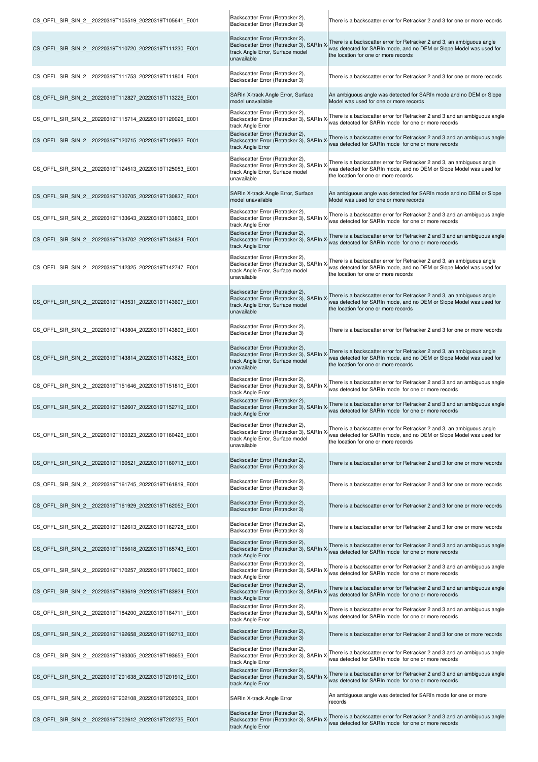| | | |
|---|---|---|
| CS_OFFL_SIR_SIN_2__20220319T105519_20220319T105641_E001 | Backscatter Error (Retracker 2), Backscatter Error (Retracker 3) | There is a backscatter error for Retracker 2 and 3 for one or more records |
| CS_OFFL_SIR_SIN_2__20220319T110720_20220319T111230_E001 | Backscatter Error (Retracker 2), Backscatter Error (Retracker 3), SARIn X track Angle Error, Surface model unavailable | There is a backscatter error for Retracker 2 and 3, an ambiguous angle was detected for SARIn mode, and no DEM or Slope Model was used for the location for one or more records |
| CS_OFFL_SIR_SIN_2__20220319T111753_20220319T111804_E001 | Backscatter Error (Retracker 2), Backscatter Error (Retracker 3) | There is a backscatter error for Retracker 2 and 3 for one or more records |
| CS_OFFL_SIR_SIN_2__20220319T112827_20220319T113226_E001 | SARIn X-track Angle Error, Surface model unavailable | An ambiguous angle was detected for SARIn mode and no DEM or Slope Model was used for one or more records |
| CS_OFFL_SIR_SIN_2__20220319T115714_20220319T120026_E001 | Backscatter Error (Retracker 2), Backscatter Error (Retracker 3), SARIn X track Angle Error | There is a backscatter error for Retracker 2 and 3 and an ambiguous angle was detected for SARIn mode for one or more records |
| CS_OFFL_SIR_SIN_2__20220319T120715_20220319T120932_E001 | Backscatter Error (Retracker 2), Backscatter Error (Retracker 3), SARIn X track Angle Error | There is a backscatter error for Retracker 2 and 3 and an ambiguous angle was detected for SARIn mode for one or more records |
| CS_OFFL_SIR_SIN_2__20220319T124513_20220319T125053_E001 | Backscatter Error (Retracker 2), Backscatter Error (Retracker 3), SARIn X track Angle Error, Surface model unavailable | There is a backscatter error for Retracker 2 and 3, an ambiguous angle was detected for SARIn mode, and no DEM or Slope Model was used for the location for one or more records |
| CS_OFFL_SIR_SIN_2__20220319T130705_20220319T130837_E001 | SARIn X-track Angle Error, Surface model unavailable | An ambiguous angle was detected for SARIn mode and no DEM or Slope Model was used for one or more records |
| CS_OFFL_SIR_SIN_2__20220319T133643_20220319T133809_E001 | Backscatter Error (Retracker 2), Backscatter Error (Retracker 3), SARIn X track Angle Error | There is a backscatter error for Retracker 2 and 3 and an ambiguous angle was detected for SARIn mode for one or more records |
| CS_OFFL_SIR_SIN_2__20220319T134702_20220319T134824_E001 | Backscatter Error (Retracker 2), Backscatter Error (Retracker 3), SARIn X track Angle Error | There is a backscatter error for Retracker 2 and 3 and an ambiguous angle was detected for SARIn mode for one or more records |
| CS_OFFL_SIR_SIN_2__20220319T142325_20220319T142747_E001 | Backscatter Error (Retracker 2), Backscatter Error (Retracker 3), SARIn X track Angle Error, Surface model unavailable | There is a backscatter error for Retracker 2 and 3, an ambiguous angle was detected for SARIn mode, and no DEM or Slope Model was used for the location for one or more records |
| CS_OFFL_SIR_SIN_2__20220319T143531_20220319T143607_E001 | Backscatter Error (Retracker 2), Backscatter Error (Retracker 3), SARIn X track Angle Error, Surface model unavailable | There is a backscatter error for Retracker 2 and 3, an ambiguous angle was detected for SARIn mode, and no DEM or Slope Model was used for the location for one or more records |
| CS_OFFL_SIR_SIN_2__20220319T143804_20220319T143809_E001 | Backscatter Error (Retracker 2), Backscatter Error (Retracker 3) | There is a backscatter error for Retracker 2 and 3 for one or more records |
| CS_OFFL_SIR_SIN_2__20220319T143814_20220319T143828_E001 | Backscatter Error (Retracker 2), Backscatter Error (Retracker 3), SARIn X track Angle Error, Surface model unavailable | There is a backscatter error for Retracker 2 and 3, an ambiguous angle was detected for SARIn mode, and no DEM or Slope Model was used for the location for one or more records |
| CS_OFFL_SIR_SIN_2__20220319T151646_20220319T151810_E001 | Backscatter Error (Retracker 2), Backscatter Error (Retracker 3), SARIn X track Angle Error | There is a backscatter error for Retracker 2 and 3 and an ambiguous angle was detected for SARIn mode for one or more records |
| CS_OFFL_SIR_SIN_2__20220319T152607_20220319T152719_E001 | Backscatter Error (Retracker 2), Backscatter Error (Retracker 3), SARIn X track Angle Error | There is a backscatter error for Retracker 2 and 3 and an ambiguous angle was detected for SARIn mode for one or more records |
| CS_OFFL_SIR_SIN_2__20220319T160323_20220319T160426_E001 | Backscatter Error (Retracker 2), Backscatter Error (Retracker 3), SARIn X track Angle Error, Surface model unavailable | There is a backscatter error for Retracker 2 and 3, an ambiguous angle was detected for SARIn mode, and no DEM or Slope Model was used for the location for one or more records |
| CS_OFFL_SIR_SIN_2__20220319T160521_20220319T160713_E001 | Backscatter Error (Retracker 2), Backscatter Error (Retracker 3) | There is a backscatter error for Retracker 2 and 3 for one or more records |
| CS_OFFL_SIR_SIN_2__20220319T161745_20220319T161819_E001 | Backscatter Error (Retracker 2), Backscatter Error (Retracker 3) | There is a backscatter error for Retracker 2 and 3 for one or more records |
| CS_OFFL_SIR_SIN_2__20220319T161929_20220319T162052_E001 | Backscatter Error (Retracker 2), Backscatter Error (Retracker 3) | There is a backscatter error for Retracker 2 and 3 for one or more records |
| CS_OFFL_SIR_SIN_2__20220319T162613_20220319T162728_E001 | Backscatter Error (Retracker 2), Backscatter Error (Retracker 3) | There is a backscatter error for Retracker 2 and 3 for one or more records |
| CS_OFFL_SIR_SIN_2__20220319T165618_20220319T165743_E001 | Backscatter Error (Retracker 2), Backscatter Error (Retracker 3), SARIn X track Angle Error | There is a backscatter error for Retracker 2 and 3 and an ambiguous angle was detected for SARIn mode for one or more records |
| CS_OFFL_SIR_SIN_2__20220319T170257_20220319T170600_E001 | Backscatter Error (Retracker 2), Backscatter Error (Retracker 3), SARIn X track Angle Error | There is a backscatter error for Retracker 2 and 3 and an ambiguous angle was detected for SARIn mode for one or more records |
| CS_OFFL_SIR_SIN_2__20220319T183619_20220319T183924_E001 | Backscatter Error (Retracker 2), Backscatter Error (Retracker 3), SARIn X track Angle Error | There is a backscatter error for Retracker 2 and 3 and an ambiguous angle was detected for SARIn mode for one or more records |
| CS_OFFL_SIR_SIN_2__20220319T184200_20220319T184711_E001 | Backscatter Error (Retracker 2), Backscatter Error (Retracker 3), SARIn X track Angle Error | There is a backscatter error for Retracker 2 and 3 and an ambiguous angle was detected for SARIn mode for one or more records |
| CS_OFFL_SIR_SIN_2__20220319T192658_20220319T192713_E001 | Backscatter Error (Retracker 2), Backscatter Error (Retracker 3) | There is a backscatter error for Retracker 2 and 3 for one or more records |
| CS_OFFL_SIR_SIN_2__20220319T193305_20220319T193653_E001 | Backscatter Error (Retracker 2), Backscatter Error (Retracker 3), SARIn X track Angle Error | There is a backscatter error for Retracker 2 and 3 and an ambiguous angle was detected for SARIn mode for one or more records |
| CS_OFFL_SIR_SIN_2__20220319T201638_20220319T201912_E001 | Backscatter Error (Retracker 2), Backscatter Error (Retracker 3), SARIn X track Angle Error | There is a backscatter error for Retracker 2 and 3 and an ambiguous angle was detected for SARIn mode for one or more records |
| CS_OFFL_SIR_SIN_2__20220319T202108_20220319T202309_E001 | SARIn X-track Angle Error | An ambiguous angle was detected for SARIn mode for one or more records |
| CS_OFFL_SIR_SIN_2__20220319T202612_20220319T202735_E001 | Backscatter Error (Retracker 2), Backscatter Error (Retracker 3), SARIn X track Angle Error | There is a backscatter error for Retracker 2 and 3 and an ambiguous angle was detected for SARIn mode for one or more records |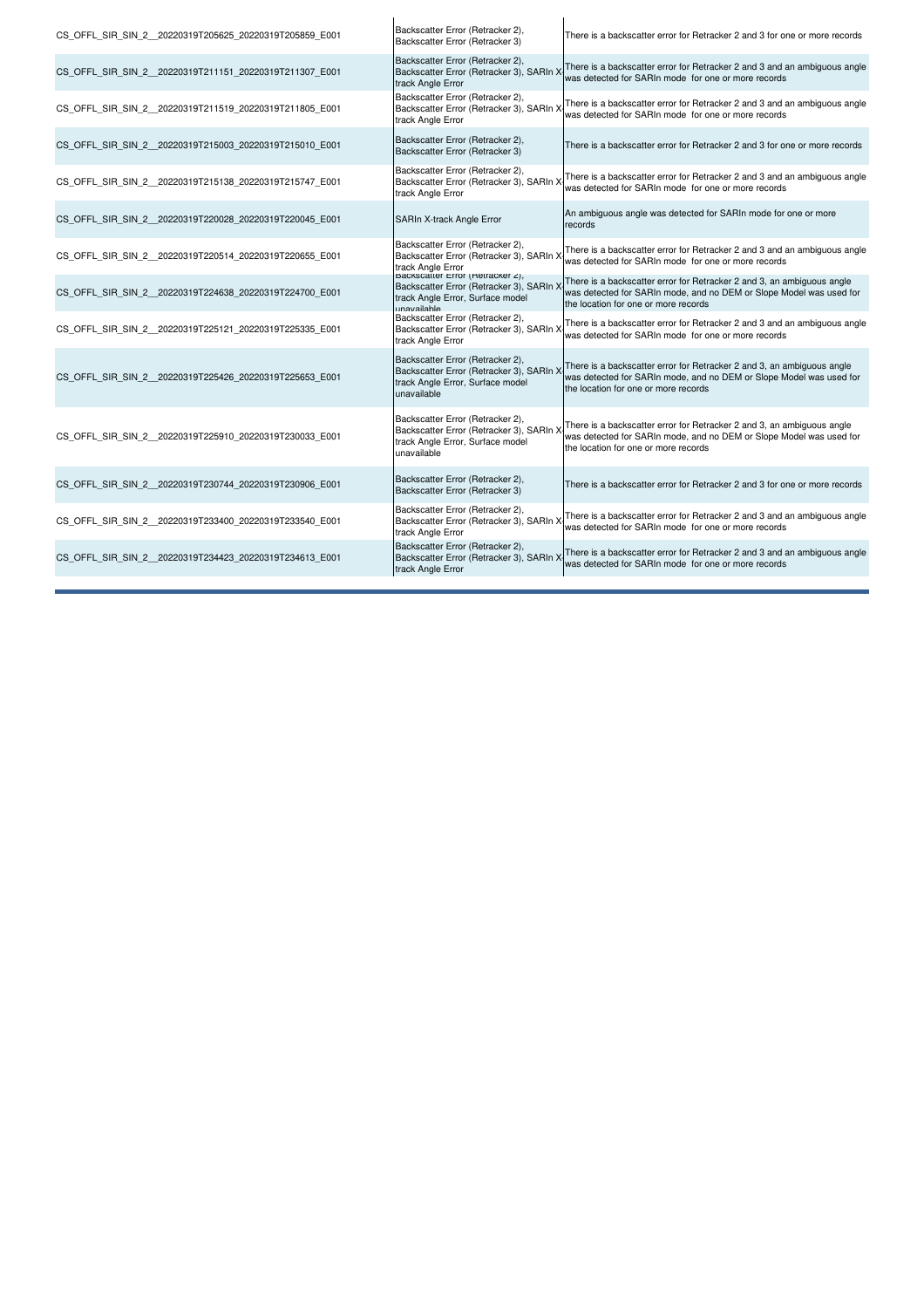| | | |
|---|---|---|
| CS_OFFL_SIR_SIN_2__20220319T205625_20220319T205859_E001 | Backscatter Error (Retracker 2), Backscatter Error (Retracker 3) | There is a backscatter error for Retracker 2 and 3 for one or more records |
| CS_OFFL_SIR_SIN_2__20220319T211151_20220319T211307_E001 | Backscatter Error (Retracker 2), Backscatter Error (Retracker 3), SARIn X track Angle Error | There is a backscatter error for Retracker 2 and 3 and an ambiguous angle was detected for SARIn mode for one or more records |
| CS_OFFL_SIR_SIN_2__20220319T211519_20220319T211805_E001 | Backscatter Error (Retracker 2), Backscatter Error (Retracker 3), SARIn X track Angle Error | There is a backscatter error for Retracker 2 and 3 and an ambiguous angle was detected for SARIn mode for one or more records |
| CS_OFFL_SIR_SIN_2__20220319T215003_20220319T215010_E001 | Backscatter Error (Retracker 2), Backscatter Error (Retracker 3) | There is a backscatter error for Retracker 2 and 3 for one or more records |
| CS_OFFL_SIR_SIN_2__20220319T215138_20220319T215747_E001 | Backscatter Error (Retracker 2), Backscatter Error (Retracker 3), SARIn X track Angle Error | There is a backscatter error for Retracker 2 and 3 and an ambiguous angle was detected for SARIn mode for one or more records |
| CS_OFFL_SIR_SIN_2__20220319T220028_20220319T220045_E001 | SARIn X-track Angle Error | An ambiguous angle was detected for SARIn mode for one or more records |
| CS_OFFL_SIR_SIN_2__20220319T220514_20220319T220655_E001 | Backscatter Error (Retracker 2), Backscatter Error (Retracker 3), SARIn X track Angle Error | There is a backscatter error for Retracker 2 and 3 and an ambiguous angle was detected for SARIn mode for one or more records |
| CS_OFFL_SIR_SIN_2__20220319T224638_20220319T224700_E001 | Backscatter Error (Retracker 2), Backscatter Error (Retracker 3), SARIn X track Angle Error, Surface model unavailable | There is a backscatter error for Retracker 2 and 3, an ambiguous angle was detected for SARIn mode, and no DEM or Slope Model was used for the location for one or more records |
| CS_OFFL_SIR_SIN_2__20220319T225121_20220319T225335_E001 | Backscatter Error (Retracker 2), Backscatter Error (Retracker 3), SARIn X track Angle Error | There is a backscatter error for Retracker 2 and 3 and an ambiguous angle was detected for SARIn mode for one or more records |
| CS_OFFL_SIR_SIN_2__20220319T225426_20220319T225653_E001 | Backscatter Error (Retracker 2), Backscatter Error (Retracker 3), SARIn X track Angle Error, Surface model unavailable | There is a backscatter error for Retracker 2 and 3, an ambiguous angle was detected for SARIn mode, and no DEM or Slope Model was used for the location for one or more records |
| CS_OFFL_SIR_SIN_2__20220319T225910_20220319T230033_E001 | Backscatter Error (Retracker 2), Backscatter Error (Retracker 3), SARIn X track Angle Error, Surface model unavailable | There is a backscatter error for Retracker 2 and 3, an ambiguous angle was detected for SARIn mode, and no DEM or Slope Model was used for the location for one or more records |
| CS_OFFL_SIR_SIN_2__20220319T230744_20220319T230906_E001 | Backscatter Error (Retracker 2), Backscatter Error (Retracker 3) | There is a backscatter error for Retracker 2 and 3 for one or more records |
| CS_OFFL_SIR_SIN_2__20220319T233400_20220319T233540_E001 | Backscatter Error (Retracker 2), Backscatter Error (Retracker 3), SARIn X track Angle Error | There is a backscatter error for Retracker 2 and 3 and an ambiguous angle was detected for SARIn mode for one or more records |
| CS_OFFL_SIR_SIN_2__20220319T234423_20220319T234613_E001 | Backscatter Error (Retracker 2), Backscatter Error (Retracker 3), SARIn X track Angle Error | There is a backscatter error for Retracker 2 and 3 and an ambiguous angle was detected for SARIn mode for one or more records |